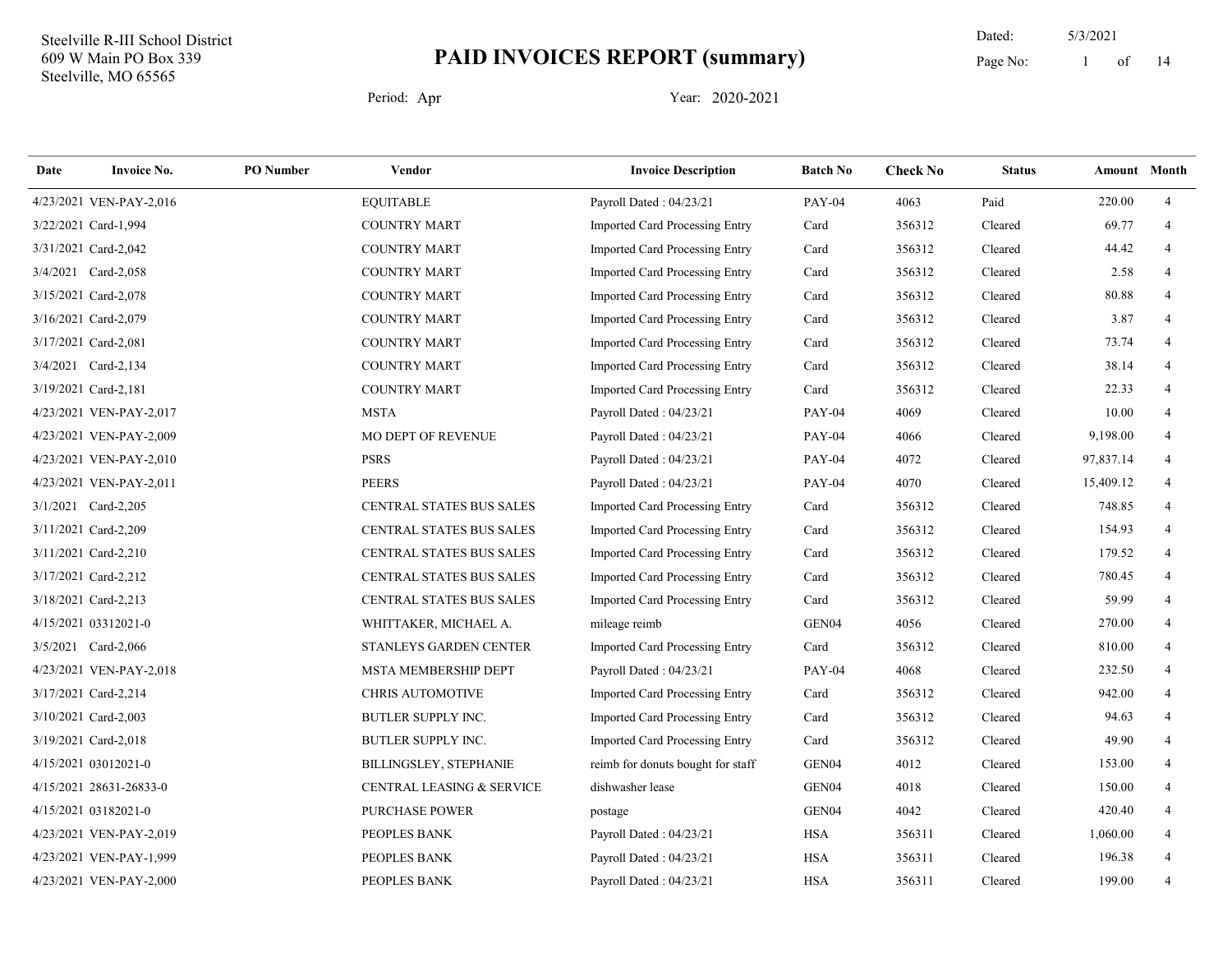Steelville R-III School District
609 W Main PO Box 339
Steelville, MO 65565

# PAID INVOICES REPORT (summary)

Dated: 5/3/2021

Period: Apr    Year: 2020-2021

| Date | Invoice No. | PO Number | Vendor | Invoice Description | Batch No | Check No | Status | Amount | Month |
|---|---|---|---|---|---|---|---|---|---|
| 4/23/2021 | VEN-PAY-2,016 | | EQUITABLE | Payroll Dated : 04/23/21 | PAY-04 | 4063 | Paid | 220.00 | 4 |
| 3/22/2021 | Card-1,994 | | COUNTRY MART | Imported Card Processing Entry | Card | 356312 | Cleared | 69.77 | 4 |
| 3/31/2021 | Card-2,042 | | COUNTRY MART | Imported Card Processing Entry | Card | 356312 | Cleared | 44.42 | 4 |
| 3/4/2021 | Card-2,058 | | COUNTRY MART | Imported Card Processing Entry | Card | 356312 | Cleared | 2.58 | 4 |
| 3/15/2021 | Card-2,078 | | COUNTRY MART | Imported Card Processing Entry | Card | 356312 | Cleared | 80.88 | 4 |
| 3/16/2021 | Card-2,079 | | COUNTRY MART | Imported Card Processing Entry | Card | 356312 | Cleared | 3.87 | 4 |
| 3/17/2021 | Card-2,081 | | COUNTRY MART | Imported Card Processing Entry | Card | 356312 | Cleared | 73.74 | 4 |
| 3/4/2021 | Card-2,134 | | COUNTRY MART | Imported Card Processing Entry | Card | 356312 | Cleared | 38.14 | 4 |
| 3/19/2021 | Card-2,181 | | COUNTRY MART | Imported Card Processing Entry | Card | 356312 | Cleared | 22.33 | 4 |
| 4/23/2021 | VEN-PAY-2,017 | | MSTA | Payroll Dated : 04/23/21 | PAY-04 | 4069 | Cleared | 10.00 | 4 |
| 4/23/2021 | VEN-PAY-2,009 | | MO DEPT OF REVENUE | Payroll Dated : 04/23/21 | PAY-04 | 4066 | Cleared | 9,198.00 | 4 |
| 4/23/2021 | VEN-PAY-2,010 | | PSRS | Payroll Dated : 04/23/21 | PAY-04 | 4072 | Cleared | 97,837.14 | 4 |
| 4/23/2021 | VEN-PAY-2,011 | | PEERS | Payroll Dated : 04/23/21 | PAY-04 | 4070 | Cleared | 15,409.12 | 4 |
| 3/1/2021 | Card-2,205 | | CENTRAL STATES BUS SALES | Imported Card Processing Entry | Card | 356312 | Cleared | 748.85 | 4 |
| 3/11/2021 | Card-2,209 | | CENTRAL STATES BUS SALES | Imported Card Processing Entry | Card | 356312 | Cleared | 154.93 | 4 |
| 3/11/2021 | Card-2,210 | | CENTRAL STATES BUS SALES | Imported Card Processing Entry | Card | 356312 | Cleared | 179.52 | 4 |
| 3/17/2021 | Card-2,212 | | CENTRAL STATES BUS SALES | Imported Card Processing Entry | Card | 356312 | Cleared | 780.45 | 4 |
| 3/18/2021 | Card-2,213 | | CENTRAL STATES BUS SALES | Imported Card Processing Entry | Card | 356312 | Cleared | 59.99 | 4 |
| 4/15/2021 | 03312021-0 | | WHITTAKER, MICHAEL A. | mileage reimb | GEN04 | 4056 | Cleared | 270.00 | 4 |
| 3/5/2021 | Card-2,066 | | STANLEYS GARDEN CENTER | Imported Card Processing Entry | Card | 356312 | Cleared | 810.00 | 4 |
| 4/23/2021 | VEN-PAY-2,018 | | MSTA MEMBERSHIP DEPT | Payroll Dated : 04/23/21 | PAY-04 | 4068 | Cleared | 232.50 | 4 |
| 3/17/2021 | Card-2,214 | | CHRIS AUTOMOTIVE | Imported Card Processing Entry | Card | 356312 | Cleared | 942.00 | 4 |
| 3/10/2021 | Card-2,003 | | BUTLER SUPPLY INC. | Imported Card Processing Entry | Card | 356312 | Cleared | 94.63 | 4 |
| 3/19/2021 | Card-2,018 | | BUTLER SUPPLY INC. | Imported Card Processing Entry | Card | 356312 | Cleared | 49.90 | 4 |
| 4/15/2021 | 03012021-0 | | BILLINGSLEY, STEPHANIE | reimb for donuts bought for staff | GEN04 | 4012 | Cleared | 153.00 | 4 |
| 4/15/2021 | 28631-26833-0 | | CENTRAL LEASING & SERVICE | dishwasher lease | GEN04 | 4018 | Cleared | 150.00 | 4 |
| 4/15/2021 | 03182021-0 | | PURCHASE POWER | postage | GEN04 | 4042 | Cleared | 420.40 | 4 |
| 4/23/2021 | VEN-PAY-2,019 | | PEOPLES BANK | Payroll Dated : 04/23/21 | HSA | 356311 | Cleared | 1,060.00 | 4 |
| 4/23/2021 | VEN-PAY-1,999 | | PEOPLES BANK | Payroll Dated : 04/23/21 | HSA | 356311 | Cleared | 196.38 | 4 |
| 4/23/2021 | VEN-PAY-2,000 | | PEOPLES BANK | Payroll Dated : 04/23/21 | HSA | 356311 | Cleared | 199.00 | 4 |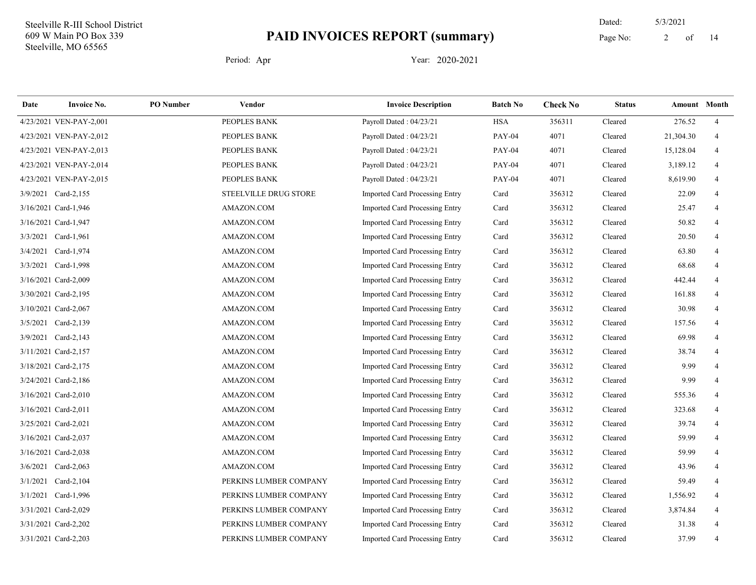Steelville R-III School District
609 W Main PO Box 339
Steelville, MO 65565

# PAID INVOICES REPORT (summary)

Dated: 5/3/2021

Period: Apr Year: 2020-2021

| Date | Invoice No. | PO Number | Vendor | Invoice Description | Batch No | Check No | Status | Amount | Month |
|---|---|---|---|---|---|---|---|---|---|
| 4/23/2021 | VEN-PAY-2,001 | | PEOPLES BANK | Payroll Dated : 04/23/21 | HSA | 356311 | Cleared | 276.52 | 4 |
| 4/23/2021 | VEN-PAY-2,012 | | PEOPLES BANK | Payroll Dated : 04/23/21 | PAY-04 | 4071 | Cleared | 21,304.30 | 4 |
| 4/23/2021 | VEN-PAY-2,013 | | PEOPLES BANK | Payroll Dated : 04/23/21 | PAY-04 | 4071 | Cleared | 15,128.04 | 4 |
| 4/23/2021 | VEN-PAY-2,014 | | PEOPLES BANK | Payroll Dated : 04/23/21 | PAY-04 | 4071 | Cleared | 3,189.12 | 4 |
| 4/23/2021 | VEN-PAY-2,015 | | PEOPLES BANK | Payroll Dated : 04/23/21 | PAY-04 | 4071 | Cleared | 8,619.90 | 4 |
| 3/9/2021 | Card-2,155 | | STEELVILLE DRUG STORE | Imported Card Processing Entry | Card | 356312 | Cleared | 22.09 | 4 |
| 3/16/2021 | Card-1,946 | | AMAZON.COM | Imported Card Processing Entry | Card | 356312 | Cleared | 25.47 | 4 |
| 3/16/2021 | Card-1,947 | | AMAZON.COM | Imported Card Processing Entry | Card | 356312 | Cleared | 50.82 | 4 |
| 3/3/2021 | Card-1,961 | | AMAZON.COM | Imported Card Processing Entry | Card | 356312 | Cleared | 20.50 | 4 |
| 3/4/2021 | Card-1,974 | | AMAZON.COM | Imported Card Processing Entry | Card | 356312 | Cleared | 63.80 | 4 |
| 3/3/2021 | Card-1,998 | | AMAZON.COM | Imported Card Processing Entry | Card | 356312 | Cleared | 68.68 | 4 |
| 3/16/2021 | Card-2,009 | | AMAZON.COM | Imported Card Processing Entry | Card | 356312 | Cleared | 442.44 | 4 |
| 3/30/2021 | Card-2,195 | | AMAZON.COM | Imported Card Processing Entry | Card | 356312 | Cleared | 161.88 | 4 |
| 3/10/2021 | Card-2,067 | | AMAZON.COM | Imported Card Processing Entry | Card | 356312 | Cleared | 30.98 | 4 |
| 3/5/2021 | Card-2,139 | | AMAZON.COM | Imported Card Processing Entry | Card | 356312 | Cleared | 157.56 | 4 |
| 3/9/2021 | Card-2,143 | | AMAZON.COM | Imported Card Processing Entry | Card | 356312 | Cleared | 69.98 | 4 |
| 3/11/2021 | Card-2,157 | | AMAZON.COM | Imported Card Processing Entry | Card | 356312 | Cleared | 38.74 | 4 |
| 3/18/2021 | Card-2,175 | | AMAZON.COM | Imported Card Processing Entry | Card | 356312 | Cleared | 9.99 | 4 |
| 3/24/2021 | Card-2,186 | | AMAZON.COM | Imported Card Processing Entry | Card | 356312 | Cleared | 9.99 | 4 |
| 3/16/2021 | Card-2,010 | | AMAZON.COM | Imported Card Processing Entry | Card | 356312 | Cleared | 555.36 | 4 |
| 3/16/2021 | Card-2,011 | | AMAZON.COM | Imported Card Processing Entry | Card | 356312 | Cleared | 323.68 | 4 |
| 3/25/2021 | Card-2,021 | | AMAZON.COM | Imported Card Processing Entry | Card | 356312 | Cleared | 39.74 | 4 |
| 3/16/2021 | Card-2,037 | | AMAZON.COM | Imported Card Processing Entry | Card | 356312 | Cleared | 59.99 | 4 |
| 3/16/2021 | Card-2,038 | | AMAZON.COM | Imported Card Processing Entry | Card | 356312 | Cleared | 59.99 | 4 |
| 3/6/2021 | Card-2,063 | | AMAZON.COM | Imported Card Processing Entry | Card | 356312 | Cleared | 43.96 | 4 |
| 3/1/2021 | Card-2,104 | | PERKINS LUMBER COMPANY | Imported Card Processing Entry | Card | 356312 | Cleared | 59.49 | 4 |
| 3/1/2021 | Card-1,996 | | PERKINS LUMBER COMPANY | Imported Card Processing Entry | Card | 356312 | Cleared | 1,556.92 | 4 |
| 3/31/2021 | Card-2,029 | | PERKINS LUMBER COMPANY | Imported Card Processing Entry | Card | 356312 | Cleared | 3,874.84 | 4 |
| 3/31/2021 | Card-2,202 | | PERKINS LUMBER COMPANY | Imported Card Processing Entry | Card | 356312 | Cleared | 31.38 | 4 |
| 3/31/2021 | Card-2,203 | | PERKINS LUMBER COMPANY | Imported Card Processing Entry | Card | 356312 | Cleared | 37.99 | 4 |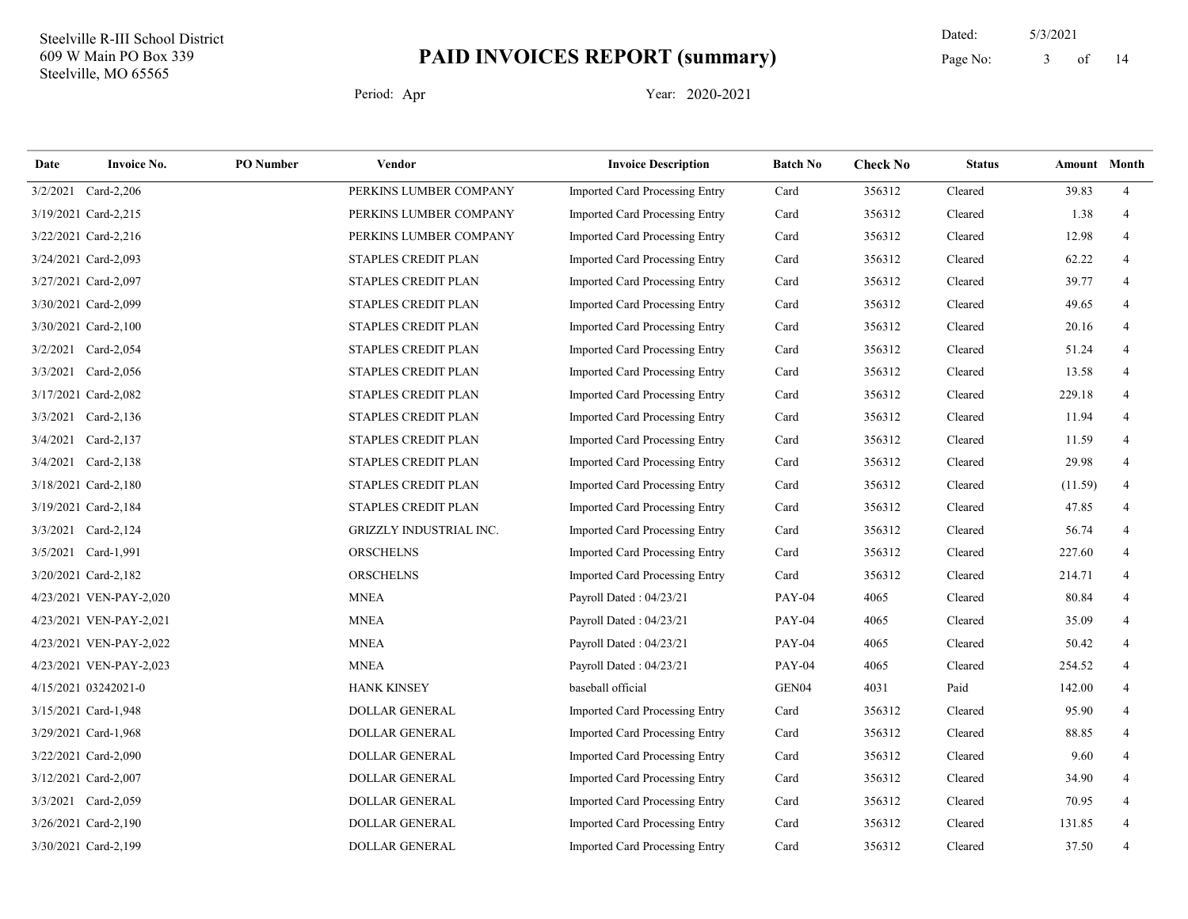Steelville R-III School District
609 W Main PO Box 339
Steelville, MO 65565

# PAID INVOICES REPORT (summary)

Dated: 5/3/2021

Period: Apr    Year: 2020-2021

| Date | Invoice No. | PO Number | Vendor | Invoice Description | Batch No | Check No | Status | Amount | Month |
|---|---|---|---|---|---|---|---|---|---|
| 3/2/2021 | Card-2,206 | | PERKINS LUMBER COMPANY | Imported Card Processing Entry | Card | 356312 | Cleared | 39.83 | 4 |
| 3/19/2021 | Card-2,215 | | PERKINS LUMBER COMPANY | Imported Card Processing Entry | Card | 356312 | Cleared | 1.38 | 4 |
| 3/22/2021 | Card-2,216 | | PERKINS LUMBER COMPANY | Imported Card Processing Entry | Card | 356312 | Cleared | 12.98 | 4 |
| 3/24/2021 | Card-2,093 | | STAPLES CREDIT PLAN | Imported Card Processing Entry | Card | 356312 | Cleared | 62.22 | 4 |
| 3/27/2021 | Card-2,097 | | STAPLES CREDIT PLAN | Imported Card Processing Entry | Card | 356312 | Cleared | 39.77 | 4 |
| 3/30/2021 | Card-2,099 | | STAPLES CREDIT PLAN | Imported Card Processing Entry | Card | 356312 | Cleared | 49.65 | 4 |
| 3/30/2021 | Card-2,100 | | STAPLES CREDIT PLAN | Imported Card Processing Entry | Card | 356312 | Cleared | 20.16 | 4 |
| 3/2/2021 | Card-2,054 | | STAPLES CREDIT PLAN | Imported Card Processing Entry | Card | 356312 | Cleared | 51.24 | 4 |
| 3/3/2021 | Card-2,056 | | STAPLES CREDIT PLAN | Imported Card Processing Entry | Card | 356312 | Cleared | 13.58 | 4 |
| 3/17/2021 | Card-2,082 | | STAPLES CREDIT PLAN | Imported Card Processing Entry | Card | 356312 | Cleared | 229.18 | 4 |
| 3/3/2021 | Card-2,136 | | STAPLES CREDIT PLAN | Imported Card Processing Entry | Card | 356312 | Cleared | 11.94 | 4 |
| 3/4/2021 | Card-2,137 | | STAPLES CREDIT PLAN | Imported Card Processing Entry | Card | 356312 | Cleared | 11.59 | 4 |
| 3/4/2021 | Card-2,138 | | STAPLES CREDIT PLAN | Imported Card Processing Entry | Card | 356312 | Cleared | 29.98 | 4 |
| 3/18/2021 | Card-2,180 | | STAPLES CREDIT PLAN | Imported Card Processing Entry | Card | 356312 | Cleared | (11.59) | 4 |
| 3/19/2021 | Card-2,184 | | STAPLES CREDIT PLAN | Imported Card Processing Entry | Card | 356312 | Cleared | 47.85 | 4 |
| 3/3/2021 | Card-2,124 | | GRIZZLY INDUSTRIAL INC. | Imported Card Processing Entry | Card | 356312 | Cleared | 56.74 | 4 |
| 3/5/2021 | Card-1,991 | | ORSCHELNS | Imported Card Processing Entry | Card | 356312 | Cleared | 227.60 | 4 |
| 3/20/2021 | Card-2,182 | | ORSCHELNS | Imported Card Processing Entry | Card | 356312 | Cleared | 214.71 | 4 |
| 4/23/2021 | VEN-PAY-2,020 | | MNEA | Payroll Dated : 04/23/21 | PAY-04 | 4065 | Cleared | 80.84 | 4 |
| 4/23/2021 | VEN-PAY-2,021 | | MNEA | Payroll Dated : 04/23/21 | PAY-04 | 4065 | Cleared | 35.09 | 4 |
| 4/23/2021 | VEN-PAY-2,022 | | MNEA | Payroll Dated : 04/23/21 | PAY-04 | 4065 | Cleared | 50.42 | 4 |
| 4/23/2021 | VEN-PAY-2,023 | | MNEA | Payroll Dated : 04/23/21 | PAY-04 | 4065 | Cleared | 254.52 | 4 |
| 4/15/2021 | 03242021-0 | | HANK KINSEY | baseball official | GEN04 | 4031 | Paid | 142.00 | 4 |
| 3/15/2021 | Card-1,948 | | DOLLAR GENERAL | Imported Card Processing Entry | Card | 356312 | Cleared | 95.90 | 4 |
| 3/29/2021 | Card-1,968 | | DOLLAR GENERAL | Imported Card Processing Entry | Card | 356312 | Cleared | 88.85 | 4 |
| 3/22/2021 | Card-2,090 | | DOLLAR GENERAL | Imported Card Processing Entry | Card | 356312 | Cleared | 9.60 | 4 |
| 3/12/2021 | Card-2,007 | | DOLLAR GENERAL | Imported Card Processing Entry | Card | 356312 | Cleared | 34.90 | 4 |
| 3/3/2021 | Card-2,059 | | DOLLAR GENERAL | Imported Card Processing Entry | Card | 356312 | Cleared | 70.95 | 4 |
| 3/26/2021 | Card-2,190 | | DOLLAR GENERAL | Imported Card Processing Entry | Card | 356312 | Cleared | 131.85 | 4 |
| 3/30/2021 | Card-2,199 | | DOLLAR GENERAL | Imported Card Processing Entry | Card | 356312 | Cleared | 37.50 | 4 |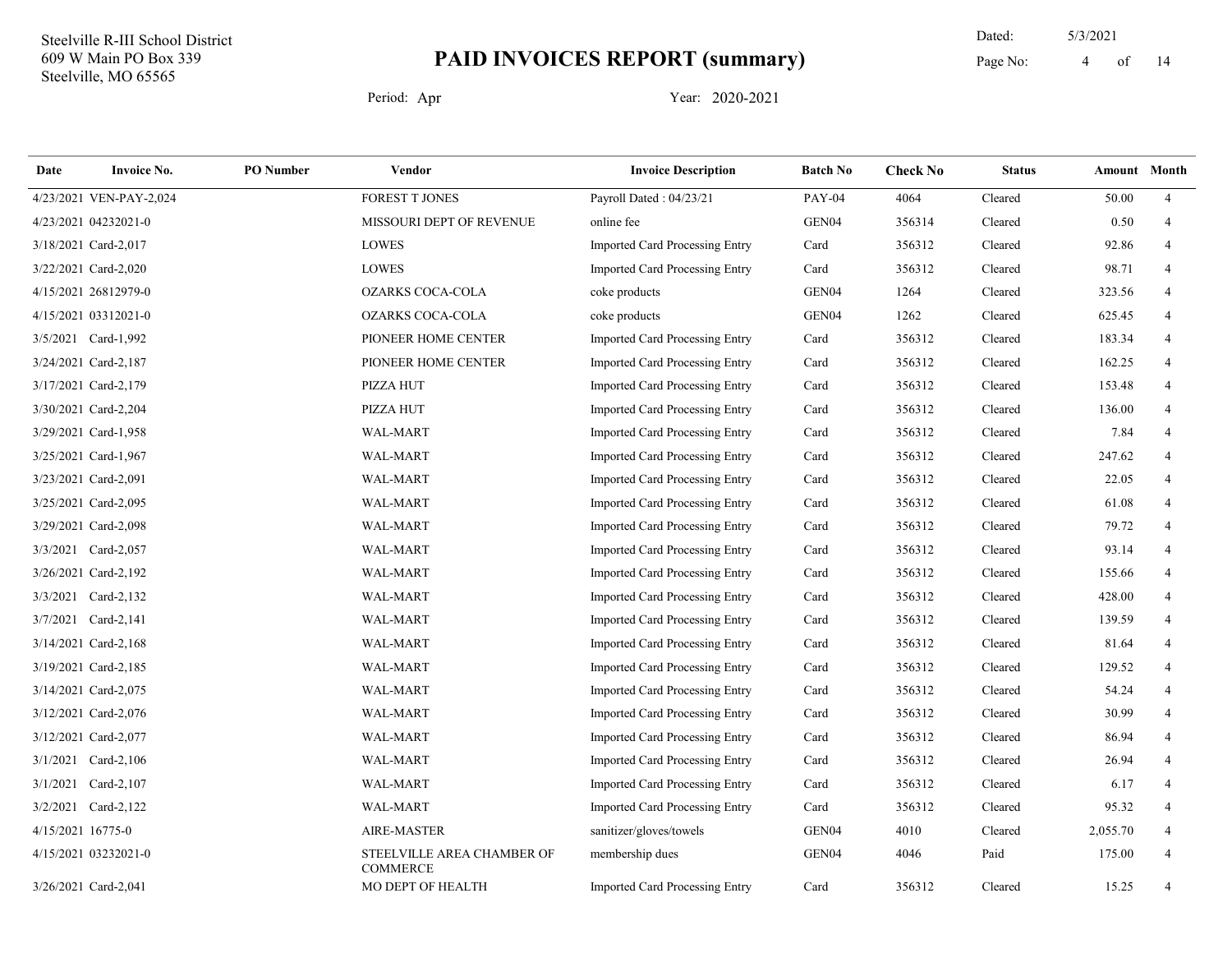Steelville R-III School District
609 W Main PO Box 339
Steelville, MO 65565

# PAID INVOICES REPORT (summary)

Dated: 5/3/2021

Period: Apr     Year: 2020-2021

| Date | Invoice No. | PO Number | Vendor | Invoice Description | Batch No | Check No | Status | Amount | Month |
|---|---|---|---|---|---|---|---|---|---|
| 4/23/2021 | VEN-PAY-2,024 | | FOREST T JONES | Payroll Dated : 04/23/21 | PAY-04 | 4064 | Cleared | 50.00 | 4 |
| 4/23/2021 | 04232021-0 | | MISSOURI DEPT OF REVENUE | online fee | GEN04 | 356314 | Cleared | 0.50 | 4 |
| 3/18/2021 | Card-2,017 | | LOWES | Imported Card Processing Entry | Card | 356312 | Cleared | 92.86 | 4 |
| 3/22/2021 | Card-2,020 | | LOWES | Imported Card Processing Entry | Card | 356312 | Cleared | 98.71 | 4 |
| 4/15/2021 | 26812979-0 | | OZARKS COCA-COLA | coke products | GEN04 | 1264 | Cleared | 323.56 | 4 |
| 4/15/2021 | 03312021-0 | | OZARKS COCA-COLA | coke products | GEN04 | 1262 | Cleared | 625.45 | 4 |
| 3/5/2021 | Card-1,992 | | PIONEER HOME CENTER | Imported Card Processing Entry | Card | 356312 | Cleared | 183.34 | 4 |
| 3/24/2021 | Card-2,187 | | PIONEER HOME CENTER | Imported Card Processing Entry | Card | 356312 | Cleared | 162.25 | 4 |
| 3/17/2021 | Card-2,179 | | PIZZA HUT | Imported Card Processing Entry | Card | 356312 | Cleared | 153.48 | 4 |
| 3/30/2021 | Card-2,204 | | PIZZA HUT | Imported Card Processing Entry | Card | 356312 | Cleared | 136.00 | 4 |
| 3/29/2021 | Card-1,958 | | WAL-MART | Imported Card Processing Entry | Card | 356312 | Cleared | 7.84 | 4 |
| 3/25/2021 | Card-1,967 | | WAL-MART | Imported Card Processing Entry | Card | 356312 | Cleared | 247.62 | 4 |
| 3/23/2021 | Card-2,091 | | WAL-MART | Imported Card Processing Entry | Card | 356312 | Cleared | 22.05 | 4 |
| 3/25/2021 | Card-2,095 | | WAL-MART | Imported Card Processing Entry | Card | 356312 | Cleared | 61.08 | 4 |
| 3/29/2021 | Card-2,098 | | WAL-MART | Imported Card Processing Entry | Card | 356312 | Cleared | 79.72 | 4 |
| 3/3/2021 | Card-2,057 | | WAL-MART | Imported Card Processing Entry | Card | 356312 | Cleared | 93.14 | 4 |
| 3/26/2021 | Card-2,192 | | WAL-MART | Imported Card Processing Entry | Card | 356312 | Cleared | 155.66 | 4 |
| 3/3/2021 | Card-2,132 | | WAL-MART | Imported Card Processing Entry | Card | 356312 | Cleared | 428.00 | 4 |
| 3/7/2021 | Card-2,141 | | WAL-MART | Imported Card Processing Entry | Card | 356312 | Cleared | 139.59 | 4 |
| 3/14/2021 | Card-2,168 | | WAL-MART | Imported Card Processing Entry | Card | 356312 | Cleared | 81.64 | 4 |
| 3/19/2021 | Card-2,185 | | WAL-MART | Imported Card Processing Entry | Card | 356312 | Cleared | 129.52 | 4 |
| 3/14/2021 | Card-2,075 | | WAL-MART | Imported Card Processing Entry | Card | 356312 | Cleared | 54.24 | 4 |
| 3/12/2021 | Card-2,076 | | WAL-MART | Imported Card Processing Entry | Card | 356312 | Cleared | 30.99 | 4 |
| 3/12/2021 | Card-2,077 | | WAL-MART | Imported Card Processing Entry | Card | 356312 | Cleared | 86.94 | 4 |
| 3/1/2021 | Card-2,106 | | WAL-MART | Imported Card Processing Entry | Card | 356312 | Cleared | 26.94 | 4 |
| 3/1/2021 | Card-2,107 | | WAL-MART | Imported Card Processing Entry | Card | 356312 | Cleared | 6.17 | 4 |
| 3/2/2021 | Card-2,122 | | WAL-MART | Imported Card Processing Entry | Card | 356312 | Cleared | 95.32 | 4 |
| 4/15/2021 | 16775-0 | | AIRE-MASTER | sanitizer/gloves/towels | GEN04 | 4010 | Cleared | 2,055.70 | 4 |
| 4/15/2021 | 03232021-0 | | STEELVILLE AREA CHAMBER OF COMMERCE | membership dues | GEN04 | 4046 | Paid | 175.00 | 4 |
| 3/26/2021 | Card-2,041 | | MO DEPT OF HEALTH | Imported Card Processing Entry | Card | 356312 | Cleared | 15.25 | 4 |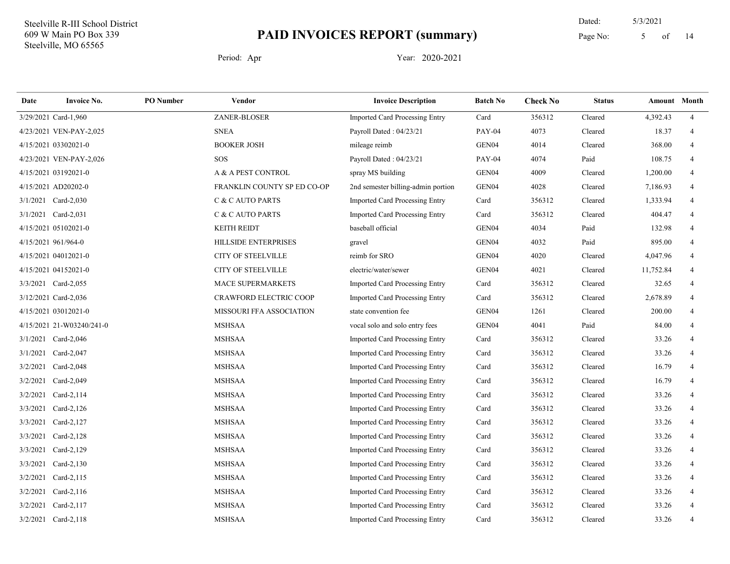Steelville R-III School District
609 W Main PO Box 339
Steelville, MO 65565

# PAID INVOICES REPORT (summary)

Dated: 5/3/2021

Period: Apr Year: 2020-2021

| Date | Invoice No. | PO Number | Vendor | Invoice Description | Batch No | Check No | Status | Amount | Month |
|---|---|---|---|---|---|---|---|---|---|
| 3/29/2021 | Card-1,960 | | ZANER-BLOSER | Imported Card Processing Entry | Card | 356312 | Cleared | 4,392.43 | 4 |
| 4/23/2021 | VEN-PAY-2,025 | | SNEA | Payroll Dated : 04/23/21 | PAY-04 | 4073 | Cleared | 18.37 | 4 |
| 4/15/2021 | 03302021-0 | | BOOKER JOSH | mileage reimb | GEN04 | 4014 | Cleared | 368.00 | 4 |
| 4/23/2021 | VEN-PAY-2,026 | | SOS | Payroll Dated : 04/23/21 | PAY-04 | 4074 | Paid | 108.75 | 4 |
| 4/15/2021 | 03192021-0 | | A & A PEST CONTROL | spray MS building | GEN04 | 4009 | Cleared | 1,200.00 | 4 |
| 4/15/2021 | AD20202-0 | | FRANKLIN COUNTY SP ED CO-OP | 2nd semester billing-admin portion | GEN04 | 4028 | Cleared | 7,186.93 | 4 |
| 3/1/2021 | Card-2,030 | | C & C AUTO PARTS | Imported Card Processing Entry | Card | 356312 | Cleared | 1,333.94 | 4 |
| 3/1/2021 | Card-2,031 | | C & C AUTO PARTS | Imported Card Processing Entry | Card | 356312 | Cleared | 404.47 | 4 |
| 4/15/2021 | 05102021-0 | | KEITH REIDT | baseball official | GEN04 | 4034 | Paid | 132.98 | 4 |
| 4/15/2021 | 961/964-0 | | HILLSIDE ENTERPRISES | gravel | GEN04 | 4032 | Paid | 895.00 | 4 |
| 4/15/2021 | 04012021-0 | | CITY OF STEELVILLE | reimb for SRO | GEN04 | 4020 | Cleared | 4,047.96 | 4 |
| 4/15/2021 | 04152021-0 | | CITY OF STEELVILLE | electric/water/sewer | GEN04 | 4021 | Cleared | 11,752.84 | 4 |
| 3/3/2021 | Card-2,055 | | MACE SUPERMARKETS | Imported Card Processing Entry | Card | 356312 | Cleared | 32.65 | 4 |
| 3/12/2021 | Card-2,036 | | CRAWFORD ELECTRIC COOP | Imported Card Processing Entry | Card | 356312 | Cleared | 2,678.89 | 4 |
| 4/15/2021 | 03012021-0 | | MISSOURI FFA ASSOCIATION | state convention fee | GEN04 | 1261 | Cleared | 200.00 | 4 |
| 4/15/2021 | 21-W03240/241-0 | | MSHSAA | vocal solo and solo entry fees | GEN04 | 4041 | Paid | 84.00 | 4 |
| 3/1/2021 | Card-2,046 | | MSHSAA | Imported Card Processing Entry | Card | 356312 | Cleared | 33.26 | 4 |
| 3/1/2021 | Card-2,047 | | MSHSAA | Imported Card Processing Entry | Card | 356312 | Cleared | 33.26 | 4 |
| 3/2/2021 | Card-2,048 | | MSHSAA | Imported Card Processing Entry | Card | 356312 | Cleared | 16.79 | 4 |
| 3/2/2021 | Card-2,049 | | MSHSAA | Imported Card Processing Entry | Card | 356312 | Cleared | 16.79 | 4 |
| 3/2/2021 | Card-2,114 | | MSHSAA | Imported Card Processing Entry | Card | 356312 | Cleared | 33.26 | 4 |
| 3/3/2021 | Card-2,126 | | MSHSAA | Imported Card Processing Entry | Card | 356312 | Cleared | 33.26 | 4 |
| 3/3/2021 | Card-2,127 | | MSHSAA | Imported Card Processing Entry | Card | 356312 | Cleared | 33.26 | 4 |
| 3/3/2021 | Card-2,128 | | MSHSAA | Imported Card Processing Entry | Card | 356312 | Cleared | 33.26 | 4 |
| 3/3/2021 | Card-2,129 | | MSHSAA | Imported Card Processing Entry | Card | 356312 | Cleared | 33.26 | 4 |
| 3/3/2021 | Card-2,130 | | MSHSAA | Imported Card Processing Entry | Card | 356312 | Cleared | 33.26 | 4 |
| 3/2/2021 | Card-2,115 | | MSHSAA | Imported Card Processing Entry | Card | 356312 | Cleared | 33.26 | 4 |
| 3/2/2021 | Card-2,116 | | MSHSAA | Imported Card Processing Entry | Card | 356312 | Cleared | 33.26 | 4 |
| 3/2/2021 | Card-2,117 | | MSHSAA | Imported Card Processing Entry | Card | 356312 | Cleared | 33.26 | 4 |
| 3/2/2021 | Card-2,118 | | MSHSAA | Imported Card Processing Entry | Card | 356312 | Cleared | 33.26 | 4 |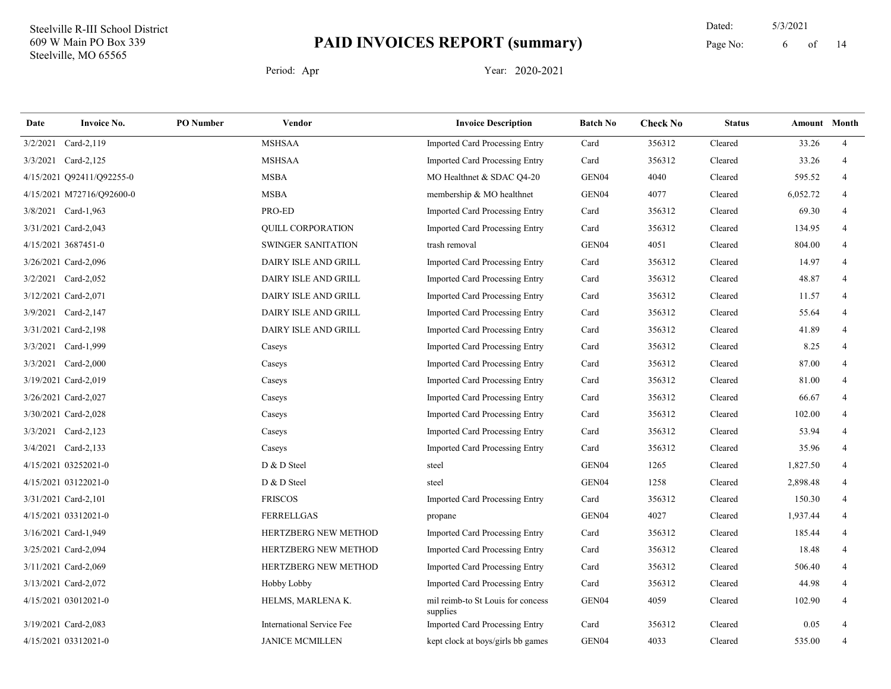Steelville R-III School District
609 W Main PO Box 339
Steelville, MO 65565

# PAID INVOICES REPORT (summary)

Dated: 5/3/2021

Period: Apr Year: 2020-2021

| Date | Invoice No. | PO Number | Vendor | Invoice Description | Batch No | Check No | Status | Amount | Month |
|---|---|---|---|---|---|---|---|---|---|
| 3/2/2021 | Card-2,119 | | MSHSAA | Imported Card Processing Entry | Card | 356312 | Cleared | 33.26 | 4 |
| 3/3/2021 | Card-2,125 | | MSHSAA | Imported Card Processing Entry | Card | 356312 | Cleared | 33.26 | 4 |
| 4/15/2021 | Q92411/Q92255-0 | | MSBA | MO Healthnet & SDAC Q4-20 | GEN04 | 4040 | Cleared | 595.52 | 4 |
| 4/15/2021 | M72716/Q92600-0 | | MSBA | membership & MO healthnet | GEN04 | 4077 | Cleared | 6,052.72 | 4 |
| 3/8/2021 | Card-1,963 | | PRO-ED | Imported Card Processing Entry | Card | 356312 | Cleared | 69.30 | 4 |
| 3/31/2021 | Card-2,043 | | QUILL CORPORATION | Imported Card Processing Entry | Card | 356312 | Cleared | 134.95 | 4 |
| 4/15/2021 | 3687451-0 | | SWINGER SANITATION | trash removal | GEN04 | 4051 | Cleared | 804.00 | 4 |
| 3/26/2021 | Card-2,096 | | DAIRY ISLE AND GRILL | Imported Card Processing Entry | Card | 356312 | Cleared | 14.97 | 4 |
| 3/2/2021 | Card-2,052 | | DAIRY ISLE AND GRILL | Imported Card Processing Entry | Card | 356312 | Cleared | 48.87 | 4 |
| 3/12/2021 | Card-2,071 | | DAIRY ISLE AND GRILL | Imported Card Processing Entry | Card | 356312 | Cleared | 11.57 | 4 |
| 3/9/2021 | Card-2,147 | | DAIRY ISLE AND GRILL | Imported Card Processing Entry | Card | 356312 | Cleared | 55.64 | 4 |
| 3/31/2021 | Card-2,198 | | DAIRY ISLE AND GRILL | Imported Card Processing Entry | Card | 356312 | Cleared | 41.89 | 4 |
| 3/3/2021 | Card-1,999 | | Caseys | Imported Card Processing Entry | Card | 356312 | Cleared | 8.25 | 4 |
| 3/3/2021 | Card-2,000 | | Caseys | Imported Card Processing Entry | Card | 356312 | Cleared | 87.00 | 4 |
| 3/19/2021 | Card-2,019 | | Caseys | Imported Card Processing Entry | Card | 356312 | Cleared | 81.00 | 4 |
| 3/26/2021 | Card-2,027 | | Caseys | Imported Card Processing Entry | Card | 356312 | Cleared | 66.67 | 4 |
| 3/30/2021 | Card-2,028 | | Caseys | Imported Card Processing Entry | Card | 356312 | Cleared | 102.00 | 4 |
| 3/3/2021 | Card-2,123 | | Caseys | Imported Card Processing Entry | Card | 356312 | Cleared | 53.94 | 4 |
| 3/4/2021 | Card-2,133 | | Caseys | Imported Card Processing Entry | Card | 356312 | Cleared | 35.96 | 4 |
| 4/15/2021 | 03252021-0 | | D & D Steel | steel | GEN04 | 1265 | Cleared | 1,827.50 | 4 |
| 4/15/2021 | 03122021-0 | | D & D Steel | steel | GEN04 | 1258 | Cleared | 2,898.48 | 4 |
| 3/31/2021 | Card-2,101 | | FRISCOS | Imported Card Processing Entry | Card | 356312 | Cleared | 150.30 | 4 |
| 4/15/2021 | 03312021-0 | | FERRELLGAS | propane | GEN04 | 4027 | Cleared | 1,937.44 | 4 |
| 3/16/2021 | Card-1,949 | | HERTZBERG NEW METHOD | Imported Card Processing Entry | Card | 356312 | Cleared | 185.44 | 4 |
| 3/25/2021 | Card-2,094 | | HERTZBERG NEW METHOD | Imported Card Processing Entry | Card | 356312 | Cleared | 18.48 | 4 |
| 3/11/2021 | Card-2,069 | | HERTZBERG NEW METHOD | Imported Card Processing Entry | Card | 356312 | Cleared | 506.40 | 4 |
| 3/13/2021 | Card-2,072 | | Hobby Lobby | Imported Card Processing Entry | Card | 356312 | Cleared | 44.98 | 4 |
| 4/15/2021 | 03012021-0 | | HELMS, MARLENA K. | mil reimb-to St Louis for concess supplies | GEN04 | 4059 | Cleared | 102.90 | 4 |
| 3/19/2021 | Card-2,083 | | International Service Fee | Imported Card Processing Entry | Card | 356312 | Cleared | 0.05 | 4 |
| 4/15/2021 | 03312021-0 | | JANICE MCMILLEN | kept clock at boys/girls bb games | GEN04 | 4033 | Cleared | 535.00 | 4 |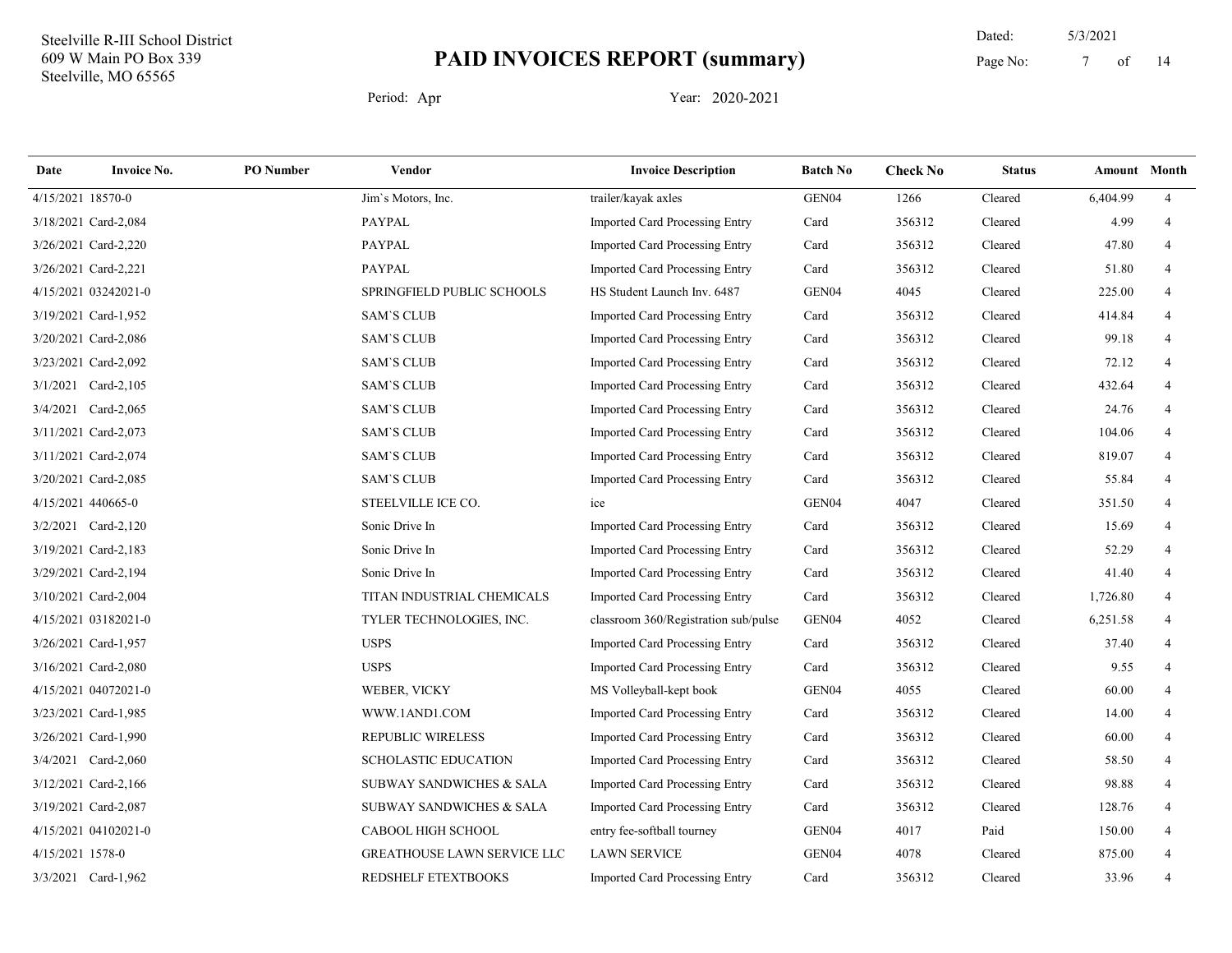Steelville R-III School District
609 W Main PO Box 339
Steelville, MO 65565

# PAID INVOICES REPORT (summary)

Dated: 5/3/2021

Period: Apr Year: 2020-2021

| Date | Invoice No. | PO Number | Vendor | Invoice Description | Batch No | Check No | Status | Amount | Month |
|---|---|---|---|---|---|---|---|---|---|
| 4/15/2021 | 18570-0 | | Jim`s Motors, Inc. | trailer/kayak axles | GEN04 | 1266 | Cleared | 6,404.99 | 4 |
| 3/18/2021 | Card-2,084 | | PAYPAL | Imported Card Processing Entry | Card | 356312 | Cleared | 4.99 | 4 |
| 3/26/2021 | Card-2,220 | | PAYPAL | Imported Card Processing Entry | Card | 356312 | Cleared | 47.80 | 4 |
| 3/26/2021 | Card-2,221 | | PAYPAL | Imported Card Processing Entry | Card | 356312 | Cleared | 51.80 | 4 |
| 4/15/2021 | 03242021-0 | | SPRINGFIELD PUBLIC SCHOOLS | HS Student Launch Inv. 6487 | GEN04 | 4045 | Cleared | 225.00 | 4 |
| 3/19/2021 | Card-1,952 | | SAM`S CLUB | Imported Card Processing Entry | Card | 356312 | Cleared | 414.84 | 4 |
| 3/20/2021 | Card-2,086 | | SAM`S CLUB | Imported Card Processing Entry | Card | 356312 | Cleared | 99.18 | 4 |
| 3/23/2021 | Card-2,092 | | SAM`S CLUB | Imported Card Processing Entry | Card | 356312 | Cleared | 72.12 | 4 |
| 3/1/2021 | Card-2,105 | | SAM`S CLUB | Imported Card Processing Entry | Card | 356312 | Cleared | 432.64 | 4 |
| 3/4/2021 | Card-2,065 | | SAM`S CLUB | Imported Card Processing Entry | Card | 356312 | Cleared | 24.76 | 4 |
| 3/11/2021 | Card-2,073 | | SAM`S CLUB | Imported Card Processing Entry | Card | 356312 | Cleared | 104.06 | 4 |
| 3/11/2021 | Card-2,074 | | SAM`S CLUB | Imported Card Processing Entry | Card | 356312 | Cleared | 819.07 | 4 |
| 3/20/2021 | Card-2,085 | | SAM`S CLUB | Imported Card Processing Entry | Card | 356312 | Cleared | 55.84 | 4 |
| 4/15/2021 | 440665-0 | | STEELVILLE ICE CO. | ice | GEN04 | 4047 | Cleared | 351.50 | 4 |
| 3/2/2021 | Card-2,120 | | Sonic Drive In | Imported Card Processing Entry | Card | 356312 | Cleared | 15.69 | 4 |
| 3/19/2021 | Card-2,183 | | Sonic Drive In | Imported Card Processing Entry | Card | 356312 | Cleared | 52.29 | 4 |
| 3/29/2021 | Card-2,194 | | Sonic Drive In | Imported Card Processing Entry | Card | 356312 | Cleared | 41.40 | 4 |
| 3/10/2021 | Card-2,004 | | TITAN INDUSTRIAL CHEMICALS | Imported Card Processing Entry | Card | 356312 | Cleared | 1,726.80 | 4 |
| 4/15/2021 | 03182021-0 | | TYLER TECHNOLOGIES, INC. | classroom 360/Registration sub/pulse | GEN04 | 4052 | Cleared | 6,251.58 | 4 |
| 3/26/2021 | Card-1,957 | | USPS | Imported Card Processing Entry | Card | 356312 | Cleared | 37.40 | 4 |
| 3/16/2021 | Card-2,080 | | USPS | Imported Card Processing Entry | Card | 356312 | Cleared | 9.55 | 4 |
| 4/15/2021 | 04072021-0 | | WEBER, VICKY | MS Volleyball-kept book | GEN04 | 4055 | Cleared | 60.00 | 4 |
| 3/23/2021 | Card-1,985 | | WWW.1AND1.COM | Imported Card Processing Entry | Card | 356312 | Cleared | 14.00 | 4 |
| 3/26/2021 | Card-1,990 | | REPUBLIC WIRELESS | Imported Card Processing Entry | Card | 356312 | Cleared | 60.00 | 4 |
| 3/4/2021 | Card-2,060 | | SCHOLASTIC EDUCATION | Imported Card Processing Entry | Card | 356312 | Cleared | 58.50 | 4 |
| 3/12/2021 | Card-2,166 | | SUBWAY SANDWICHES & SALA | Imported Card Processing Entry | Card | 356312 | Cleared | 98.88 | 4 |
| 3/19/2021 | Card-2,087 | | SUBWAY SANDWICHES & SALA | Imported Card Processing Entry | Card | 356312 | Cleared | 128.76 | 4 |
| 4/15/2021 | 04102021-0 | | CABOOL HIGH SCHOOL | entry fee-softball tourney | GEN04 | 4017 | Paid | 150.00 | 4 |
| 4/15/2021 | 1578-0 | | GREATHOUSE LAWN SERVICE LLC | LAWN SERVICE | GEN04 | 4078 | Cleared | 875.00 | 4 |
| 3/3/2021 | Card-1,962 | | REDSHELF ETEXTBOOKS | Imported Card Processing Entry | Card | 356312 | Cleared | 33.96 | 4 |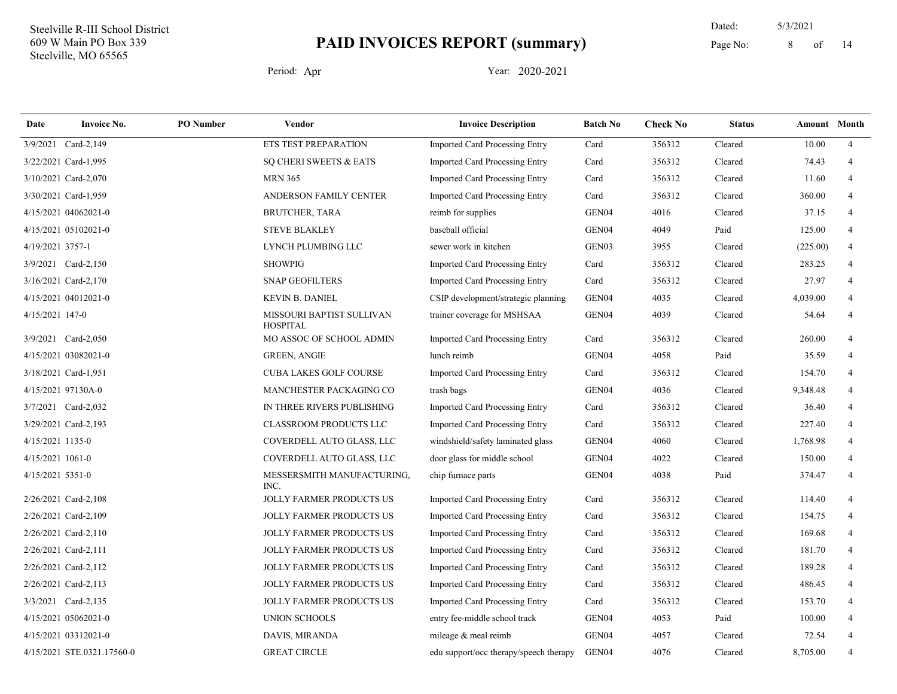Steelville R-III School District
609 W Main PO Box 339
Steelville, MO 65565

# PAID INVOICES REPORT (summary)

Dated: 5/3/2021

Period: Apr     Year: 2020-2021

| Date | Invoice No. | PO Number | Vendor | Invoice Description | Batch No | Check No | Status | Amount | Month |
|---|---|---|---|---|---|---|---|---|---|
| 3/9/2021 | Card-2,149 | | ETS TEST PREPARATION | Imported Card Processing Entry | Card | 356312 | Cleared | 10.00 | 4 |
| 3/22/2021 | Card-1,995 | | SQ CHERI SWEETS & EATS | Imported Card Processing Entry | Card | 356312 | Cleared | 74.43 | 4 |
| 3/10/2021 | Card-2,070 | | MRN 365 | Imported Card Processing Entry | Card | 356312 | Cleared | 11.60 | 4 |
| 3/30/2021 | Card-1,959 | | ANDERSON FAMILY CENTER | Imported Card Processing Entry | Card | 356312 | Cleared | 360.00 | 4 |
| 4/15/2021 | 04062021-0 | | BRUTCHER, TARA | reimb for supplies | GEN04 | 4016 | Cleared | 37.15 | 4 |
| 4/15/2021 | 05102021-0 | | STEVE BLAKLEY | baseball official | GEN04 | 4049 | Paid | 125.00 | 4 |
| 4/19/2021 | 3757-1 | | LYNCH PLUMBING LLC | sewer work in kitchen | GEN03 | 3955 | Cleared | (225.00) | 4 |
| 3/9/2021 | Card-2,150 | | SHOWPIG | Imported Card Processing Entry | Card | 356312 | Cleared | 283.25 | 4 |
| 3/16/2021 | Card-2,170 | | SNAP GEOFILTERS | Imported Card Processing Entry | Card | 356312 | Cleared | 27.97 | 4 |
| 4/15/2021 | 04012021-0 | | KEVIN B. DANIEL | CSIP development/strategic planning | GEN04 | 4035 | Cleared | 4,039.00 | 4 |
| 4/15/2021 | 147-0 | | MISSOURI BAPTIST SULLIVAN HOSPITAL | trainer coverage for MSHSAA | GEN04 | 4039 | Cleared | 54.64 | 4 |
| 3/9/2021 | Card-2,050 | | MO ASSOC OF SCHOOL ADMIN | Imported Card Processing Entry | Card | 356312 | Cleared | 260.00 | 4 |
| 4/15/2021 | 03082021-0 | | GREEN, ANGIE | lunch reimb | GEN04 | 4058 | Paid | 35.59 | 4 |
| 3/18/2021 | Card-1,951 | | CUBA LAKES GOLF COURSE | Imported Card Processing Entry | Card | 356312 | Cleared | 154.70 | 4 |
| 4/15/2021 | 97130A-0 | | MANCHESTER PACKAGING CO | trash bags | GEN04 | 4036 | Cleared | 9,348.48 | 4 |
| 3/7/2021 | Card-2,032 | | IN THREE RIVERS PUBLISHING | Imported Card Processing Entry | Card | 356312 | Cleared | 36.40 | 4 |
| 3/29/2021 | Card-2,193 | | CLASSROOM PRODUCTS LLC | Imported Card Processing Entry | Card | 356312 | Cleared | 227.40 | 4 |
| 4/15/2021 | 1135-0 | | COVERDELL AUTO GLASS, LLC | windshield/safety laminated glass | GEN04 | 4060 | Cleared | 1,768.98 | 4 |
| 4/15/2021 | 1061-0 | | COVERDELL AUTO GLASS, LLC | door glass for middle school | GEN04 | 4022 | Cleared | 150.00 | 4 |
| 4/15/2021 | 5351-0 | | MESSERSMITH MANUFACTURING, INC. | chip furnace parts | GEN04 | 4038 | Paid | 374.47 | 4 |
| 2/26/2021 | Card-2,108 | | JOLLY FARMER PRODUCTS US | Imported Card Processing Entry | Card | 356312 | Cleared | 114.40 | 4 |
| 2/26/2021 | Card-2,109 | | JOLLY FARMER PRODUCTS US | Imported Card Processing Entry | Card | 356312 | Cleared | 154.75 | 4 |
| 2/26/2021 | Card-2,110 | | JOLLY FARMER PRODUCTS US | Imported Card Processing Entry | Card | 356312 | Cleared | 169.68 | 4 |
| 2/26/2021 | Card-2,111 | | JOLLY FARMER PRODUCTS US | Imported Card Processing Entry | Card | 356312 | Cleared | 181.70 | 4 |
| 2/26/2021 | Card-2,112 | | JOLLY FARMER PRODUCTS US | Imported Card Processing Entry | Card | 356312 | Cleared | 189.28 | 4 |
| 2/26/2021 | Card-2,113 | | JOLLY FARMER PRODUCTS US | Imported Card Processing Entry | Card | 356312 | Cleared | 486.45 | 4 |
| 3/3/2021 | Card-2,135 | | JOLLY FARMER PRODUCTS US | Imported Card Processing Entry | Card | 356312 | Cleared | 153.70 | 4 |
| 4/15/2021 | 05062021-0 | | UNION SCHOOLS | entry fee-middle school track | GEN04 | 4053 | Paid | 100.00 | 4 |
| 4/15/2021 | 03312021-0 | | DAVIS, MIRANDA | mileage & meal reimb | GEN04 | 4057 | Cleared | 72.54 | 4 |
| 4/15/2021 | STE.0321.17560-0 | | GREAT CIRCLE | edu support/occ therapy/speech therapy | GEN04 | 4076 | Cleared | 8,705.00 | 4 |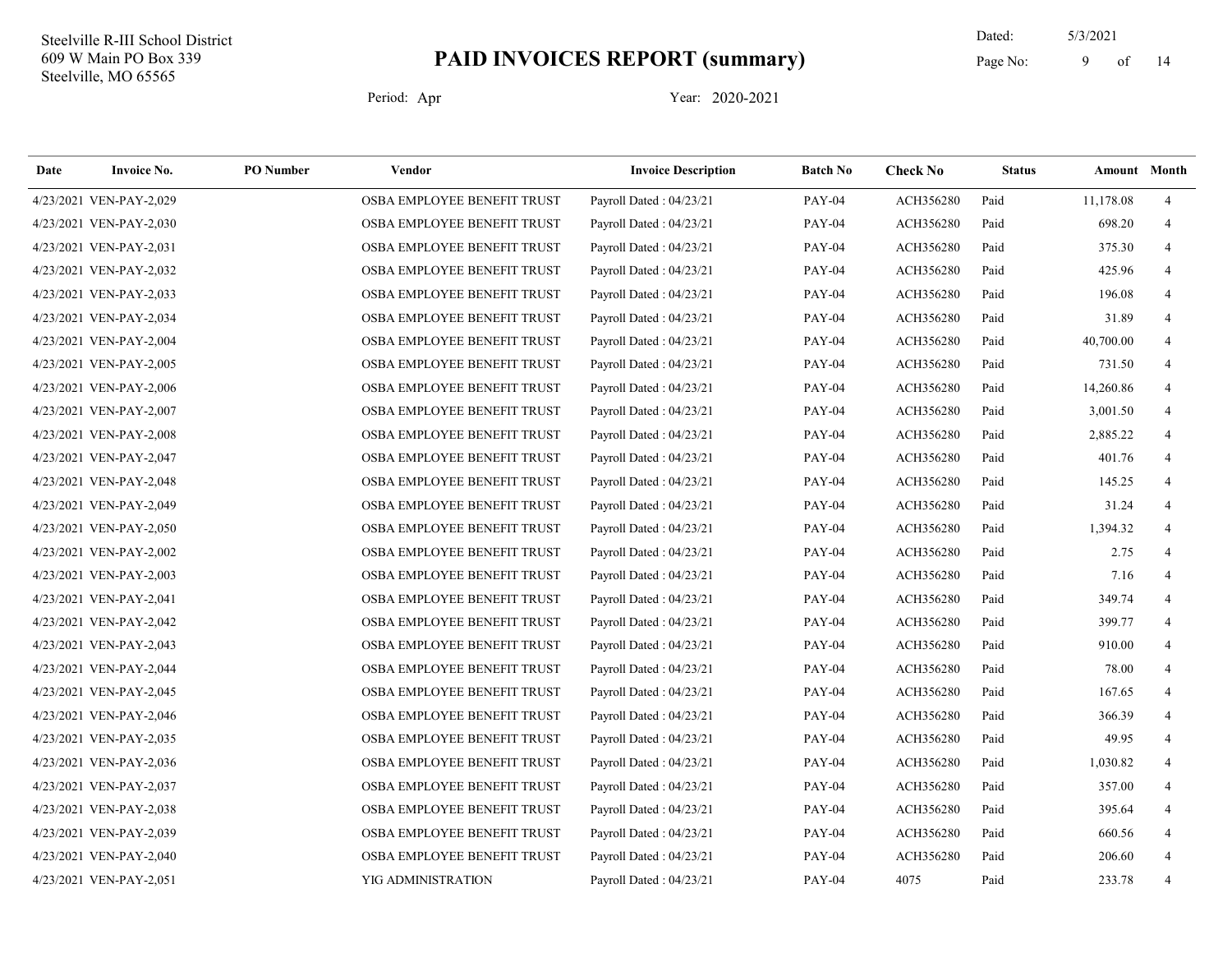Steelville R-III School District
609 W Main PO Box 339
Steelville, MO 65565

# PAID INVOICES REPORT (summary)

Dated: 5/3/2021

Period: Apr  Year: 2020-2021

| Date | Invoice No. | PO Number | Vendor | Invoice Description | Batch No | Check No | Status | Amount | Month |
|---|---|---|---|---|---|---|---|---|---|
| 4/23/2021 | VEN-PAY-2,029 | | OSBA EMPLOYEE BENEFIT TRUST | Payroll Dated : 04/23/21 | PAY-04 | ACH356280 | Paid | 11,178.08 | 4 |
| 4/23/2021 | VEN-PAY-2,030 | | OSBA EMPLOYEE BENEFIT TRUST | Payroll Dated : 04/23/21 | PAY-04 | ACH356280 | Paid | 698.20 | 4 |
| 4/23/2021 | VEN-PAY-2,031 | | OSBA EMPLOYEE BENEFIT TRUST | Payroll Dated : 04/23/21 | PAY-04 | ACH356280 | Paid | 375.30 | 4 |
| 4/23/2021 | VEN-PAY-2,032 | | OSBA EMPLOYEE BENEFIT TRUST | Payroll Dated : 04/23/21 | PAY-04 | ACH356280 | Paid | 425.96 | 4 |
| 4/23/2021 | VEN-PAY-2,033 | | OSBA EMPLOYEE BENEFIT TRUST | Payroll Dated : 04/23/21 | PAY-04 | ACH356280 | Paid | 196.08 | 4 |
| 4/23/2021 | VEN-PAY-2,034 | | OSBA EMPLOYEE BENEFIT TRUST | Payroll Dated : 04/23/21 | PAY-04 | ACH356280 | Paid | 31.89 | 4 |
| 4/23/2021 | VEN-PAY-2,004 | | OSBA EMPLOYEE BENEFIT TRUST | Payroll Dated : 04/23/21 | PAY-04 | ACH356280 | Paid | 40,700.00 | 4 |
| 4/23/2021 | VEN-PAY-2,005 | | OSBA EMPLOYEE BENEFIT TRUST | Payroll Dated : 04/23/21 | PAY-04 | ACH356280 | Paid | 731.50 | 4 |
| 4/23/2021 | VEN-PAY-2,006 | | OSBA EMPLOYEE BENEFIT TRUST | Payroll Dated : 04/23/21 | PAY-04 | ACH356280 | Paid | 14,260.86 | 4 |
| 4/23/2021 | VEN-PAY-2,007 | | OSBA EMPLOYEE BENEFIT TRUST | Payroll Dated : 04/23/21 | PAY-04 | ACH356280 | Paid | 3,001.50 | 4 |
| 4/23/2021 | VEN-PAY-2,008 | | OSBA EMPLOYEE BENEFIT TRUST | Payroll Dated : 04/23/21 | PAY-04 | ACH356280 | Paid | 2,885.22 | 4 |
| 4/23/2021 | VEN-PAY-2,047 | | OSBA EMPLOYEE BENEFIT TRUST | Payroll Dated : 04/23/21 | PAY-04 | ACH356280 | Paid | 401.76 | 4 |
| 4/23/2021 | VEN-PAY-2,048 | | OSBA EMPLOYEE BENEFIT TRUST | Payroll Dated : 04/23/21 | PAY-04 | ACH356280 | Paid | 145.25 | 4 |
| 4/23/2021 | VEN-PAY-2,049 | | OSBA EMPLOYEE BENEFIT TRUST | Payroll Dated : 04/23/21 | PAY-04 | ACH356280 | Paid | 31.24 | 4 |
| 4/23/2021 | VEN-PAY-2,050 | | OSBA EMPLOYEE BENEFIT TRUST | Payroll Dated : 04/23/21 | PAY-04 | ACH356280 | Paid | 1,394.32 | 4 |
| 4/23/2021 | VEN-PAY-2,002 | | OSBA EMPLOYEE BENEFIT TRUST | Payroll Dated : 04/23/21 | PAY-04 | ACH356280 | Paid | 2.75 | 4 |
| 4/23/2021 | VEN-PAY-2,003 | | OSBA EMPLOYEE BENEFIT TRUST | Payroll Dated : 04/23/21 | PAY-04 | ACH356280 | Paid | 7.16 | 4 |
| 4/23/2021 | VEN-PAY-2,041 | | OSBA EMPLOYEE BENEFIT TRUST | Payroll Dated : 04/23/21 | PAY-04 | ACH356280 | Paid | 349.74 | 4 |
| 4/23/2021 | VEN-PAY-2,042 | | OSBA EMPLOYEE BENEFIT TRUST | Payroll Dated : 04/23/21 | PAY-04 | ACH356280 | Paid | 399.77 | 4 |
| 4/23/2021 | VEN-PAY-2,043 | | OSBA EMPLOYEE BENEFIT TRUST | Payroll Dated : 04/23/21 | PAY-04 | ACH356280 | Paid | 910.00 | 4 |
| 4/23/2021 | VEN-PAY-2,044 | | OSBA EMPLOYEE BENEFIT TRUST | Payroll Dated : 04/23/21 | PAY-04 | ACH356280 | Paid | 78.00 | 4 |
| 4/23/2021 | VEN-PAY-2,045 | | OSBA EMPLOYEE BENEFIT TRUST | Payroll Dated : 04/23/21 | PAY-04 | ACH356280 | Paid | 167.65 | 4 |
| 4/23/2021 | VEN-PAY-2,046 | | OSBA EMPLOYEE BENEFIT TRUST | Payroll Dated : 04/23/21 | PAY-04 | ACH356280 | Paid | 366.39 | 4 |
| 4/23/2021 | VEN-PAY-2,035 | | OSBA EMPLOYEE BENEFIT TRUST | Payroll Dated : 04/23/21 | PAY-04 | ACH356280 | Paid | 49.95 | 4 |
| 4/23/2021 | VEN-PAY-2,036 | | OSBA EMPLOYEE BENEFIT TRUST | Payroll Dated : 04/23/21 | PAY-04 | ACH356280 | Paid | 1,030.82 | 4 |
| 4/23/2021 | VEN-PAY-2,037 | | OSBA EMPLOYEE BENEFIT TRUST | Payroll Dated : 04/23/21 | PAY-04 | ACH356280 | Paid | 357.00 | 4 |
| 4/23/2021 | VEN-PAY-2,038 | | OSBA EMPLOYEE BENEFIT TRUST | Payroll Dated : 04/23/21 | PAY-04 | ACH356280 | Paid | 395.64 | 4 |
| 4/23/2021 | VEN-PAY-2,039 | | OSBA EMPLOYEE BENEFIT TRUST | Payroll Dated : 04/23/21 | PAY-04 | ACH356280 | Paid | 660.56 | 4 |
| 4/23/2021 | VEN-PAY-2,040 | | OSBA EMPLOYEE BENEFIT TRUST | Payroll Dated : 04/23/21 | PAY-04 | ACH356280 | Paid | 206.60 | 4 |
| 4/23/2021 | VEN-PAY-2,051 | | YIG ADMINISTRATION | Payroll Dated : 04/23/21 | PAY-04 | 4075 | Paid | 233.78 | 4 |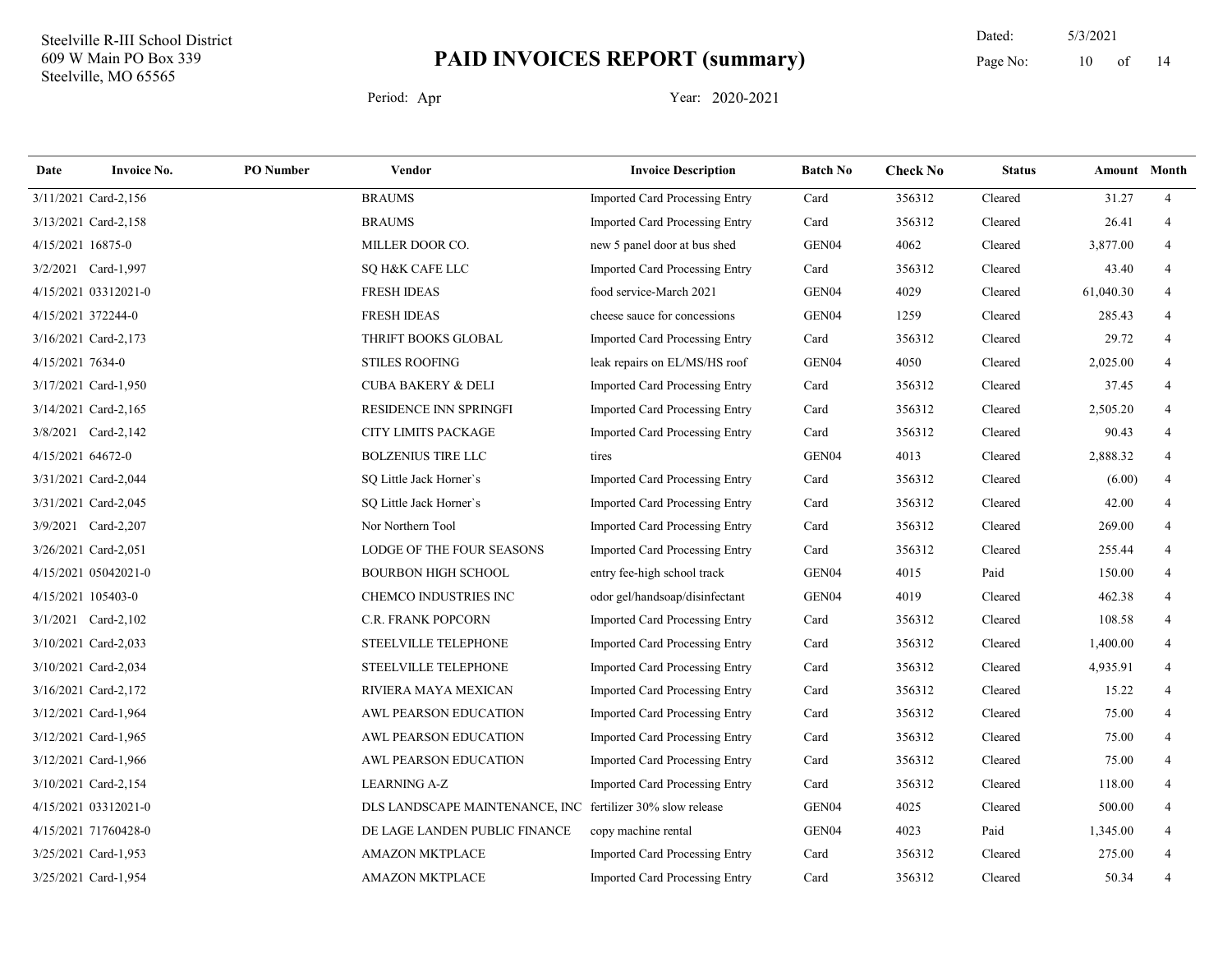Steelville R-III School District
609 W Main PO Box 339
Steelville, MO 65565

# PAID INVOICES REPORT (summary)

Dated: 5/3/2021

Period: Apr    Year: 2020-2021

| Date | Invoice No. | PO Number | Vendor | Invoice Description | Batch No | Check No | Status | Amount | Month |
|---|---|---|---|---|---|---|---|---|---|
| 3/11/2021 | Card-2,156 | | BRAUMS | Imported Card Processing Entry | Card | 356312 | Cleared | 31.27 | 4 |
| 3/13/2021 | Card-2,158 | | BRAUMS | Imported Card Processing Entry | Card | 356312 | Cleared | 26.41 | 4 |
| 4/15/2021 | 16875-0 | | MILLER DOOR CO. | new 5 panel door at bus shed | GEN04 | 4062 | Cleared | 3,877.00 | 4 |
| 3/2/2021 | Card-1,997 | | SQ H&K CAFE LLC | Imported Card Processing Entry | Card | 356312 | Cleared | 43.40 | 4 |
| 4/15/2021 | 03312021-0 | | FRESH IDEAS | food service-March 2021 | GEN04 | 4029 | Cleared | 61,040.30 | 4 |
| 4/15/2021 | 372244-0 | | FRESH IDEAS | cheese sauce for concessions | GEN04 | 1259 | Cleared | 285.43 | 4 |
| 3/16/2021 | Card-2,173 | | THRIFT BOOKS GLOBAL | Imported Card Processing Entry | Card | 356312 | Cleared | 29.72 | 4 |
| 4/15/2021 | 7634-0 | | STILES ROOFING | leak repairs on EL/MS/HS roof | GEN04 | 4050 | Cleared | 2,025.00 | 4 |
| 3/17/2021 | Card-1,950 | | CUBA BAKERY & DELI | Imported Card Processing Entry | Card | 356312 | Cleared | 37.45 | 4 |
| 3/14/2021 | Card-2,165 | | RESIDENCE INN SPRINGFI | Imported Card Processing Entry | Card | 356312 | Cleared | 2,505.20 | 4 |
| 3/8/2021 | Card-2,142 | | CITY LIMITS PACKAGE | Imported Card Processing Entry | Card | 356312 | Cleared | 90.43 | 4 |
| 4/15/2021 | 64672-0 | | BOLZENIUS TIRE LLC | tires | GEN04 | 4013 | Cleared | 2,888.32 | 4 |
| 3/31/2021 | Card-2,044 | | SQ Little Jack Horner`s | Imported Card Processing Entry | Card | 356312 | Cleared | (6.00) | 4 |
| 3/31/2021 | Card-2,045 | | SQ Little Jack Horner`s | Imported Card Processing Entry | Card | 356312 | Cleared | 42.00 | 4 |
| 3/9/2021 | Card-2,207 | | Nor Northern Tool | Imported Card Processing Entry | Card | 356312 | Cleared | 269.00 | 4 |
| 3/26/2021 | Card-2,051 | | LODGE OF THE FOUR SEASONS | Imported Card Processing Entry | Card | 356312 | Cleared | 255.44 | 4 |
| 4/15/2021 | 05042021-0 | | BOURBON HIGH SCHOOL | entry fee-high school track | GEN04 | 4015 | Paid | 150.00 | 4 |
| 4/15/2021 | 105403-0 | | CHEMCO INDUSTRIES INC | odor gel/handsoap/disinfectant | GEN04 | 4019 | Cleared | 462.38 | 4 |
| 3/1/2021 | Card-2,102 | | C.R. FRANK POPCORN | Imported Card Processing Entry | Card | 356312 | Cleared | 108.58 | 4 |
| 3/10/2021 | Card-2,033 | | STEELVILLE TELEPHONE | Imported Card Processing Entry | Card | 356312 | Cleared | 1,400.00 | 4 |
| 3/10/2021 | Card-2,034 | | STEELVILLE TELEPHONE | Imported Card Processing Entry | Card | 356312 | Cleared | 4,935.91 | 4 |
| 3/16/2021 | Card-2,172 | | RIVIERA MAYA MEXICAN | Imported Card Processing Entry | Card | 356312 | Cleared | 15.22 | 4 |
| 3/12/2021 | Card-1,964 | | AWL PEARSON EDUCATION | Imported Card Processing Entry | Card | 356312 | Cleared | 75.00 | 4 |
| 3/12/2021 | Card-1,965 | | AWL PEARSON EDUCATION | Imported Card Processing Entry | Card | 356312 | Cleared | 75.00 | 4 |
| 3/12/2021 | Card-1,966 | | AWL PEARSON EDUCATION | Imported Card Processing Entry | Card | 356312 | Cleared | 75.00 | 4 |
| 3/10/2021 | Card-2,154 | | LEARNING A-Z | Imported Card Processing Entry | Card | 356312 | Cleared | 118.00 | 4 |
| 4/15/2021 | 03312021-0 | | DLS LANDSCAPE MAINTENANCE, INC | fertilizer 30% slow release | GEN04 | 4025 | Cleared | 500.00 | 4 |
| 4/15/2021 | 71760428-0 | | DE LAGE LANDEN PUBLIC FINANCE | copy machine rental | GEN04 | 4023 | Paid | 1,345.00 | 4 |
| 3/25/2021 | Card-1,953 | | AMAZON MKTPLACE | Imported Card Processing Entry | Card | 356312 | Cleared | 275.00 | 4 |
| 3/25/2021 | Card-1,954 | | AMAZON MKTPLACE | Imported Card Processing Entry | Card | 356312 | Cleared | 50.34 | 4 |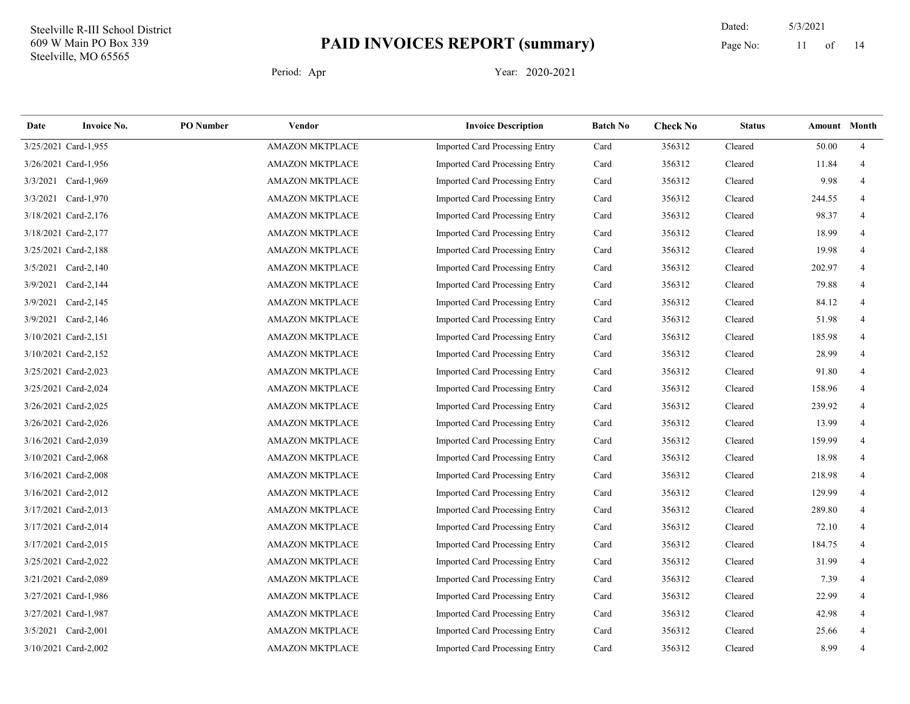Steelville R-III School District
609 W Main PO Box 339
Steelville, MO 65565

# PAID INVOICES REPORT (summary)

Dated: 5/3/2021

Period: Apr Year: 2020-2021

| Date | Invoice No. | PO Number | Vendor | Invoice Description | Batch No | Check No | Status | Amount | Month |
|---|---|---|---|---|---|---|---|---|---|
| 3/25/2021 | Card-1,955 | | AMAZON MKTPLACE | Imported Card Processing Entry | Card | 356312 | Cleared | 50.00 | 4 |
| 3/26/2021 | Card-1,956 | | AMAZON MKTPLACE | Imported Card Processing Entry | Card | 356312 | Cleared | 11.84 | 4 |
| 3/3/2021 | Card-1,969 | | AMAZON MKTPLACE | Imported Card Processing Entry | Card | 356312 | Cleared | 9.98 | 4 |
| 3/3/2021 | Card-1,970 | | AMAZON MKTPLACE | Imported Card Processing Entry | Card | 356312 | Cleared | 244.55 | 4 |
| 3/18/2021 | Card-2,176 | | AMAZON MKTPLACE | Imported Card Processing Entry | Card | 356312 | Cleared | 98.37 | 4 |
| 3/18/2021 | Card-2,177 | | AMAZON MKTPLACE | Imported Card Processing Entry | Card | 356312 | Cleared | 18.99 | 4 |
| 3/25/2021 | Card-2,188 | | AMAZON MKTPLACE | Imported Card Processing Entry | Card | 356312 | Cleared | 19.98 | 4 |
| 3/5/2021 | Card-2,140 | | AMAZON MKTPLACE | Imported Card Processing Entry | Card | 356312 | Cleared | 202.97 | 4 |
| 3/9/2021 | Card-2,144 | | AMAZON MKTPLACE | Imported Card Processing Entry | Card | 356312 | Cleared | 79.88 | 4 |
| 3/9/2021 | Card-2,145 | | AMAZON MKTPLACE | Imported Card Processing Entry | Card | 356312 | Cleared | 84.12 | 4 |
| 3/9/2021 | Card-2,146 | | AMAZON MKTPLACE | Imported Card Processing Entry | Card | 356312 | Cleared | 51.98 | 4 |
| 3/10/2021 | Card-2,151 | | AMAZON MKTPLACE | Imported Card Processing Entry | Card | 356312 | Cleared | 185.98 | 4 |
| 3/10/2021 | Card-2,152 | | AMAZON MKTPLACE | Imported Card Processing Entry | Card | 356312 | Cleared | 28.99 | 4 |
| 3/25/2021 | Card-2,023 | | AMAZON MKTPLACE | Imported Card Processing Entry | Card | 356312 | Cleared | 91.80 | 4 |
| 3/25/2021 | Card-2,024 | | AMAZON MKTPLACE | Imported Card Processing Entry | Card | 356312 | Cleared | 158.96 | 4 |
| 3/26/2021 | Card-2,025 | | AMAZON MKTPLACE | Imported Card Processing Entry | Card | 356312 | Cleared | 239.92 | 4 |
| 3/26/2021 | Card-2,026 | | AMAZON MKTPLACE | Imported Card Processing Entry | Card | 356312 | Cleared | 13.99 | 4 |
| 3/16/2021 | Card-2,039 | | AMAZON MKTPLACE | Imported Card Processing Entry | Card | 356312 | Cleared | 159.99 | 4 |
| 3/10/2021 | Card-2,068 | | AMAZON MKTPLACE | Imported Card Processing Entry | Card | 356312 | Cleared | 18.98 | 4 |
| 3/16/2021 | Card-2,008 | | AMAZON MKTPLACE | Imported Card Processing Entry | Card | 356312 | Cleared | 218.98 | 4 |
| 3/16/2021 | Card-2,012 | | AMAZON MKTPLACE | Imported Card Processing Entry | Card | 356312 | Cleared | 129.99 | 4 |
| 3/17/2021 | Card-2,013 | | AMAZON MKTPLACE | Imported Card Processing Entry | Card | 356312 | Cleared | 289.80 | 4 |
| 3/17/2021 | Card-2,014 | | AMAZON MKTPLACE | Imported Card Processing Entry | Card | 356312 | Cleared | 72.10 | 4 |
| 3/17/2021 | Card-2,015 | | AMAZON MKTPLACE | Imported Card Processing Entry | Card | 356312 | Cleared | 184.75 | 4 |
| 3/25/2021 | Card-2,022 | | AMAZON MKTPLACE | Imported Card Processing Entry | Card | 356312 | Cleared | 31.99 | 4 |
| 3/21/2021 | Card-2,089 | | AMAZON MKTPLACE | Imported Card Processing Entry | Card | 356312 | Cleared | 7.39 | 4 |
| 3/27/2021 | Card-1,986 | | AMAZON MKTPLACE | Imported Card Processing Entry | Card | 356312 | Cleared | 22.99 | 4 |
| 3/27/2021 | Card-1,987 | | AMAZON MKTPLACE | Imported Card Processing Entry | Card | 356312 | Cleared | 42.98 | 4 |
| 3/5/2021 | Card-2,001 | | AMAZON MKTPLACE | Imported Card Processing Entry | Card | 356312 | Cleared | 25.66 | 4 |
| 3/10/2021 | Card-2,002 | | AMAZON MKTPLACE | Imported Card Processing Entry | Card | 356312 | Cleared | 8.99 | 4 |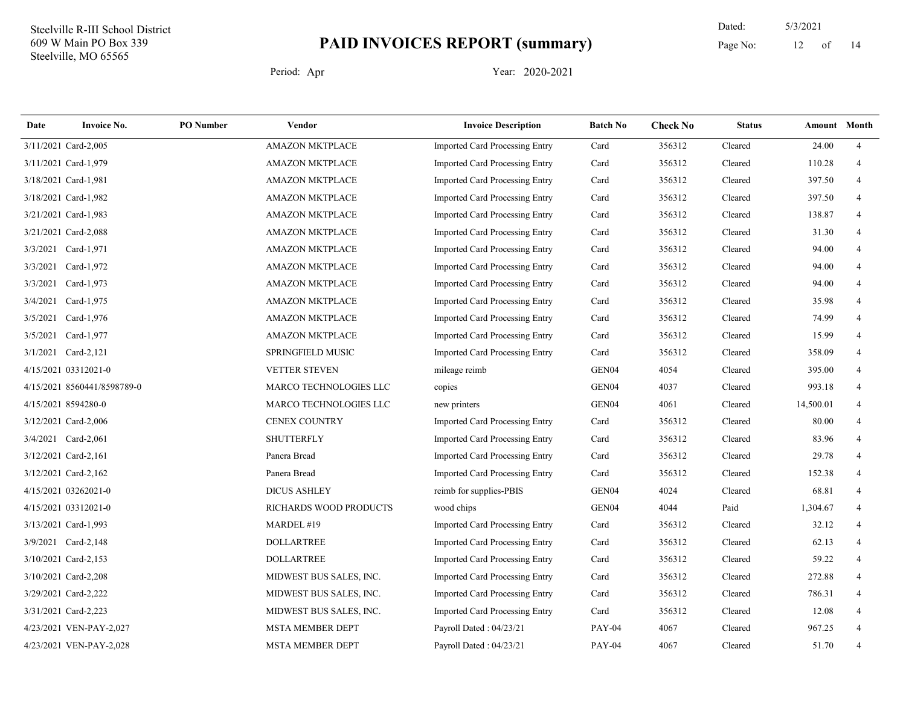Steelville R-III School District
609 W Main PO Box 339
Steelville, MO 65565

# PAID INVOICES REPORT (summary)

Dated: 5/3/2021

Period: Apr     Year: 2020-2021

| Date | Invoice No. | PO Number | Vendor | Invoice Description | Batch No | Check No | Status | Amount | Month |
|---|---|---|---|---|---|---|---|---|---|
| 3/11/2021 | Card-2,005 | | AMAZON MKTPLACE | Imported Card Processing Entry | Card | 356312 | Cleared | 24.00 | 4 |
| 3/11/2021 | Card-1,979 | | AMAZON MKTPLACE | Imported Card Processing Entry | Card | 356312 | Cleared | 110.28 | 4 |
| 3/18/2021 | Card-1,981 | | AMAZON MKTPLACE | Imported Card Processing Entry | Card | 356312 | Cleared | 397.50 | 4 |
| 3/18/2021 | Card-1,982 | | AMAZON MKTPLACE | Imported Card Processing Entry | Card | 356312 | Cleared | 397.50 | 4 |
| 3/21/2021 | Card-1,983 | | AMAZON MKTPLACE | Imported Card Processing Entry | Card | 356312 | Cleared | 138.87 | 4 |
| 3/21/2021 | Card-2,088 | | AMAZON MKTPLACE | Imported Card Processing Entry | Card | 356312 | Cleared | 31.30 | 4 |
| 3/3/2021 | Card-1,971 | | AMAZON MKTPLACE | Imported Card Processing Entry | Card | 356312 | Cleared | 94.00 | 4 |
| 3/3/2021 | Card-1,972 | | AMAZON MKTPLACE | Imported Card Processing Entry | Card | 356312 | Cleared | 94.00 | 4 |
| 3/3/2021 | Card-1,973 | | AMAZON MKTPLACE | Imported Card Processing Entry | Card | 356312 | Cleared | 94.00 | 4 |
| 3/4/2021 | Card-1,975 | | AMAZON MKTPLACE | Imported Card Processing Entry | Card | 356312 | Cleared | 35.98 | 4 |
| 3/5/2021 | Card-1,976 | | AMAZON MKTPLACE | Imported Card Processing Entry | Card | 356312 | Cleared | 74.99 | 4 |
| 3/5/2021 | Card-1,977 | | AMAZON MKTPLACE | Imported Card Processing Entry | Card | 356312 | Cleared | 15.99 | 4 |
| 3/1/2021 | Card-2,121 | | SPRINGFIELD MUSIC | Imported Card Processing Entry | Card | 356312 | Cleared | 358.09 | 4 |
| 4/15/2021 | 03312021-0 | | VETTER STEVEN | mileage reimb | GEN04 | 4054 | Cleared | 395.00 | 4 |
| 4/15/2021 | 8560441/8598789-0 | | MARCO TECHNOLOGIES LLC | copies | GEN04 | 4037 | Cleared | 993.18 | 4 |
| 4/15/2021 | 8594280-0 | | MARCO TECHNOLOGIES LLC | new printers | GEN04 | 4061 | Cleared | 14,500.01 | 4 |
| 3/12/2021 | Card-2,006 | | CENEX COUNTRY | Imported Card Processing Entry | Card | 356312 | Cleared | 80.00 | 4 |
| 3/4/2021 | Card-2,061 | | SHUTTERFLY | Imported Card Processing Entry | Card | 356312 | Cleared | 83.96 | 4 |
| 3/12/2021 | Card-2,161 | | Panera Bread | Imported Card Processing Entry | Card | 356312 | Cleared | 29.78 | 4 |
| 3/12/2021 | Card-2,162 | | Panera Bread | Imported Card Processing Entry | Card | 356312 | Cleared | 152.38 | 4 |
| 4/15/2021 | 03262021-0 | | DICUS ASHLEY | reimb for supplies-PBIS | GEN04 | 4024 | Cleared | 68.81 | 4 |
| 4/15/2021 | 03312021-0 | | RICHARDS WOOD PRODUCTS | wood chips | GEN04 | 4044 | Paid | 1,304.67 | 4 |
| 3/13/2021 | Card-1,993 | | MARDEL #19 | Imported Card Processing Entry | Card | 356312 | Cleared | 32.12 | 4 |
| 3/9/2021 | Card-2,148 | | DOLLARTREE | Imported Card Processing Entry | Card | 356312 | Cleared | 62.13 | 4 |
| 3/10/2021 | Card-2,153 | | DOLLARTREE | Imported Card Processing Entry | Card | 356312 | Cleared | 59.22 | 4 |
| 3/10/2021 | Card-2,208 | | MIDWEST BUS SALES, INC. | Imported Card Processing Entry | Card | 356312 | Cleared | 272.88 | 4 |
| 3/29/2021 | Card-2,222 | | MIDWEST BUS SALES, INC. | Imported Card Processing Entry | Card | 356312 | Cleared | 786.31 | 4 |
| 3/31/2021 | Card-2,223 | | MIDWEST BUS SALES, INC. | Imported Card Processing Entry | Card | 356312 | Cleared | 12.08 | 4 |
| 4/23/2021 | VEN-PAY-2,027 | | MSTA MEMBER DEPT | Payroll Dated : 04/23/21 | PAY-04 | 4067 | Cleared | 967.25 | 4 |
| 4/23/2021 | VEN-PAY-2,028 | | MSTA MEMBER DEPT | Payroll Dated : 04/23/21 | PAY-04 | 4067 | Cleared | 51.70 | 4 |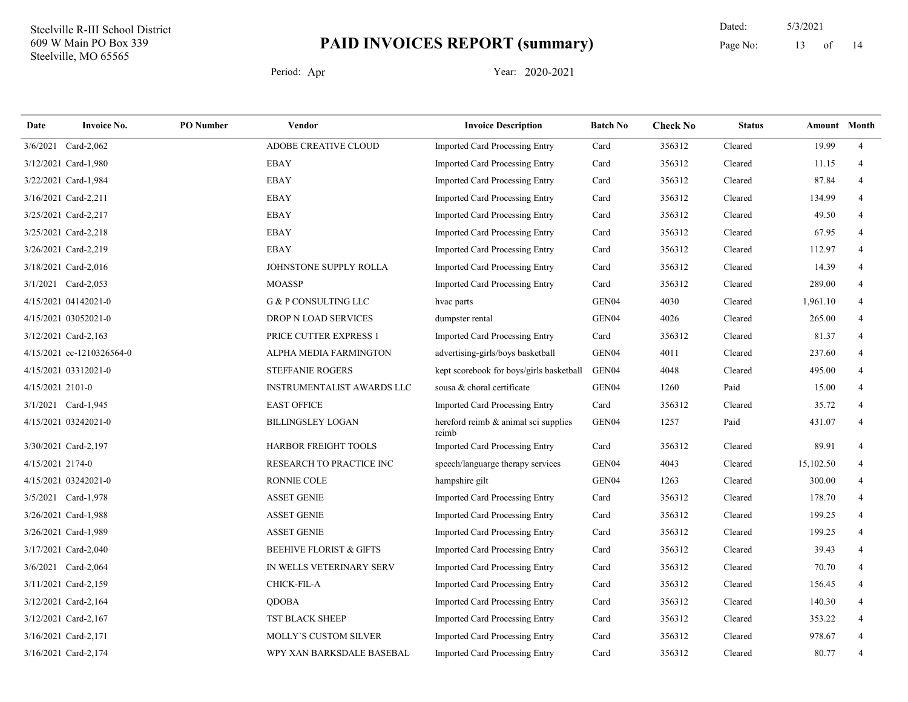Steelville R-III School District
609 W Main PO Box 339
Steelville, MO 65565

# PAID INVOICES REPORT (summary)

Dated: 5/3/2021

Period: Apr    Year: 2020-2021

| Date | Invoice No. | PO Number | Vendor | Invoice Description | Batch No | Check No | Status | Amount | Month |
|---|---|---|---|---|---|---|---|---|---|
| 3/6/2021 | Card-2,062 | | ADOBE CREATIVE CLOUD | Imported Card Processing Entry | Card | 356312 | Cleared | 19.99 | 4 |
| 3/12/2021 | Card-1,980 | | EBAY | Imported Card Processing Entry | Card | 356312 | Cleared | 11.15 | 4 |
| 3/22/2021 | Card-1,984 | | EBAY | Imported Card Processing Entry | Card | 356312 | Cleared | 87.84 | 4 |
| 3/16/2021 | Card-2,211 | | EBAY | Imported Card Processing Entry | Card | 356312 | Cleared | 134.99 | 4 |
| 3/25/2021 | Card-2,217 | | EBAY | Imported Card Processing Entry | Card | 356312 | Cleared | 49.50 | 4 |
| 3/25/2021 | Card-2,218 | | EBAY | Imported Card Processing Entry | Card | 356312 | Cleared | 67.95 | 4 |
| 3/26/2021 | Card-2,219 | | EBAY | Imported Card Processing Entry | Card | 356312 | Cleared | 112.97 | 4 |
| 3/18/2021 | Card-2,016 | | JOHNSTONE SUPPLY ROLLA | Imported Card Processing Entry | Card | 356312 | Cleared | 14.39 | 4 |
| 3/1/2021 | Card-2,053 | | MOASSP | Imported Card Processing Entry | Card | 356312 | Cleared | 289.00 | 4 |
| 4/15/2021 | 04142021-0 | | G & P CONSULTING LLC | hvac parts | GEN04 | 4030 | Cleared | 1,961.10 | 4 |
| 4/15/2021 | 03052021-0 | | DROP N LOAD SERVICES | dumpster rental | GEN04 | 4026 | Cleared | 265.00 | 4 |
| 3/12/2021 | Card-2,163 | | PRICE CUTTER EXPRESS 1 | Imported Card Processing Entry | Card | 356312 | Cleared | 81.37 | 4 |
| 4/15/2021 | cc-1210326564-0 | | ALPHA MEDIA FARMINGTON | advertising-girls/boys basketball | GEN04 | 4011 | Cleared | 237.60 | 4 |
| 4/15/2021 | 03312021-0 | | STEFFANIE ROGERS | kept scorebook for boys/girls basketball | GEN04 | 4048 | Cleared | 495.00 | 4 |
| 4/15/2021 | 2101-0 | | INSTRUMENTALIST AWARDS LLC | sousa & choral certificate | GEN04 | 1260 | Paid | 15.00 | 4 |
| 3/1/2021 | Card-1,945 | | EAST OFFICE | Imported Card Processing Entry | Card | 356312 | Cleared | 35.72 | 4 |
| 4/15/2021 | 03242021-0 | | BILLINGSLEY LOGAN | hereford reimb & animal sci supplies reimb | GEN04 | 1257 | Paid | 431.07 | 4 |
| 3/30/2021 | Card-2,197 | | HARBOR FREIGHT TOOLS | Imported Card Processing Entry | Card | 356312 | Cleared | 89.91 | 4 |
| 4/15/2021 | 2174-0 | | RESEARCH TO PRACTICE INC | speech/languarge therapy services | GEN04 | 4043 | Cleared | 15,102.50 | 4 |
| 4/15/2021 | 03242021-0 | | RONNIE COLE | hampshire gilt | GEN04 | 1263 | Cleared | 300.00 | 4 |
| 3/5/2021 | Card-1,978 | | ASSET GENIE | Imported Card Processing Entry | Card | 356312 | Cleared | 178.70 | 4 |
| 3/26/2021 | Card-1,988 | | ASSET GENIE | Imported Card Processing Entry | Card | 356312 | Cleared | 199.25 | 4 |
| 3/26/2021 | Card-1,989 | | ASSET GENIE | Imported Card Processing Entry | Card | 356312 | Cleared | 199.25 | 4 |
| 3/17/2021 | Card-2,040 | | BEEHIVE FLORIST & GIFTS | Imported Card Processing Entry | Card | 356312 | Cleared | 39.43 | 4 |
| 3/6/2021 | Card-2,064 | | IN WELLS VETERINARY SERV | Imported Card Processing Entry | Card | 356312 | Cleared | 70.70 | 4 |
| 3/11/2021 | Card-2,159 | | CHICK-FIL-A | Imported Card Processing Entry | Card | 356312 | Cleared | 156.45 | 4 |
| 3/12/2021 | Card-2,164 | | QDOBA | Imported Card Processing Entry | Card | 356312 | Cleared | 140.30 | 4 |
| 3/12/2021 | Card-2,167 | | TST BLACK SHEEP | Imported Card Processing Entry | Card | 356312 | Cleared | 353.22 | 4 |
| 3/16/2021 | Card-2,171 | | MOLLY`S CUSTOM SILVER | Imported Card Processing Entry | Card | 356312 | Cleared | 978.67 | 4 |
| 3/16/2021 | Card-2,174 | | WPY XAN BARKSDALE BASEBAL | Imported Card Processing Entry | Card | 356312 | Cleared | 80.77 | 4 |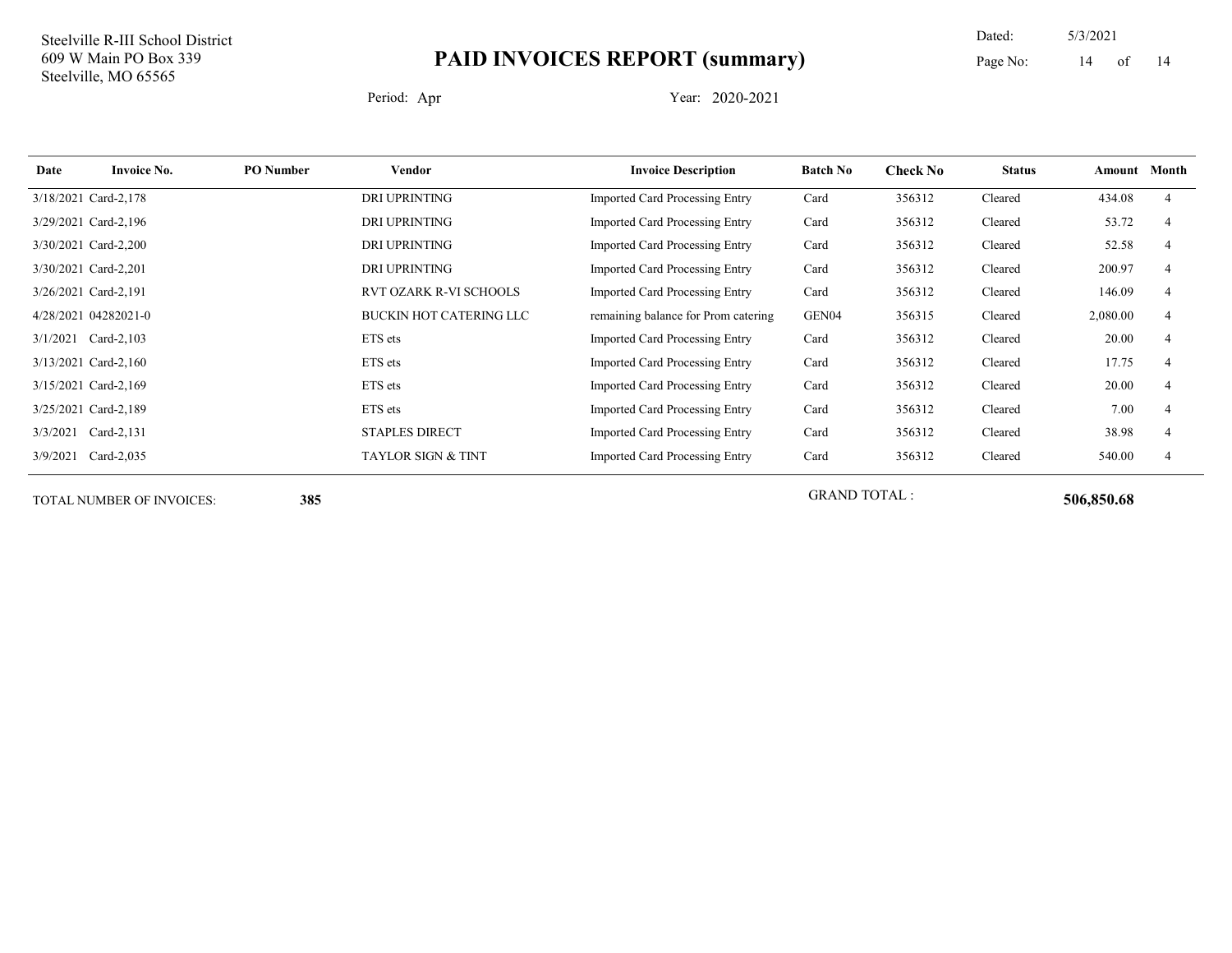Steelville R-III School District
609 W Main PO Box 339
Steelville, MO 65565

# PAID INVOICES REPORT (summary)

Dated: 5/3/2021

Period: Apr Year: 2020-2021

| Date | Invoice No. | PO Number | Vendor | Invoice Description | Batch No | Check No | Status | Amount | Month |
|---|---|---|---|---|---|---|---|---|---|
| 3/18/2021 | Card-2,178 | | DRI UPRINTING | Imported Card Processing Entry | Card | 356312 | Cleared | 434.08 | 4 |
| 3/29/2021 | Card-2,196 | | DRI UPRINTING | Imported Card Processing Entry | Card | 356312 | Cleared | 53.72 | 4 |
| 3/30/2021 | Card-2,200 | | DRI UPRINTING | Imported Card Processing Entry | Card | 356312 | Cleared | 52.58 | 4 |
| 3/30/2021 | Card-2,201 | | DRI UPRINTING | Imported Card Processing Entry | Card | 356312 | Cleared | 200.97 | 4 |
| 3/26/2021 | Card-2,191 | | RVT OZARK R-VI SCHOOLS | Imported Card Processing Entry | Card | 356312 | Cleared | 146.09 | 4 |
| 4/28/2021 | 04282021-0 | | BUCKIN HOT CATERING LLC | remaining balance for Prom catering | GEN04 | 356315 | Cleared | 2,080.00 | 4 |
| 3/1/2021 | Card-2,103 | | ETS ets | Imported Card Processing Entry | Card | 356312 | Cleared | 20.00 | 4 |
| 3/13/2021 | Card-2,160 | | ETS ets | Imported Card Processing Entry | Card | 356312 | Cleared | 17.75 | 4 |
| 3/15/2021 | Card-2,169 | | ETS ets | Imported Card Processing Entry | Card | 356312 | Cleared | 20.00 | 4 |
| 3/25/2021 | Card-2,189 | | ETS ets | Imported Card Processing Entry | Card | 356312 | Cleared | 7.00 | 4 |
| 3/3/2021 | Card-2,131 | | STAPLES DIRECT | Imported Card Processing Entry | Card | 356312 | Cleared | 38.98 | 4 |
| 3/9/2021 | Card-2,035 | | TAYLOR SIGN & TINT | Imported Card Processing Entry | Card | 356312 | Cleared | 540.00 | 4 |

TOTAL NUMBER OF INVOICES: **385**

GRAND TOTAL : **506,850.68**